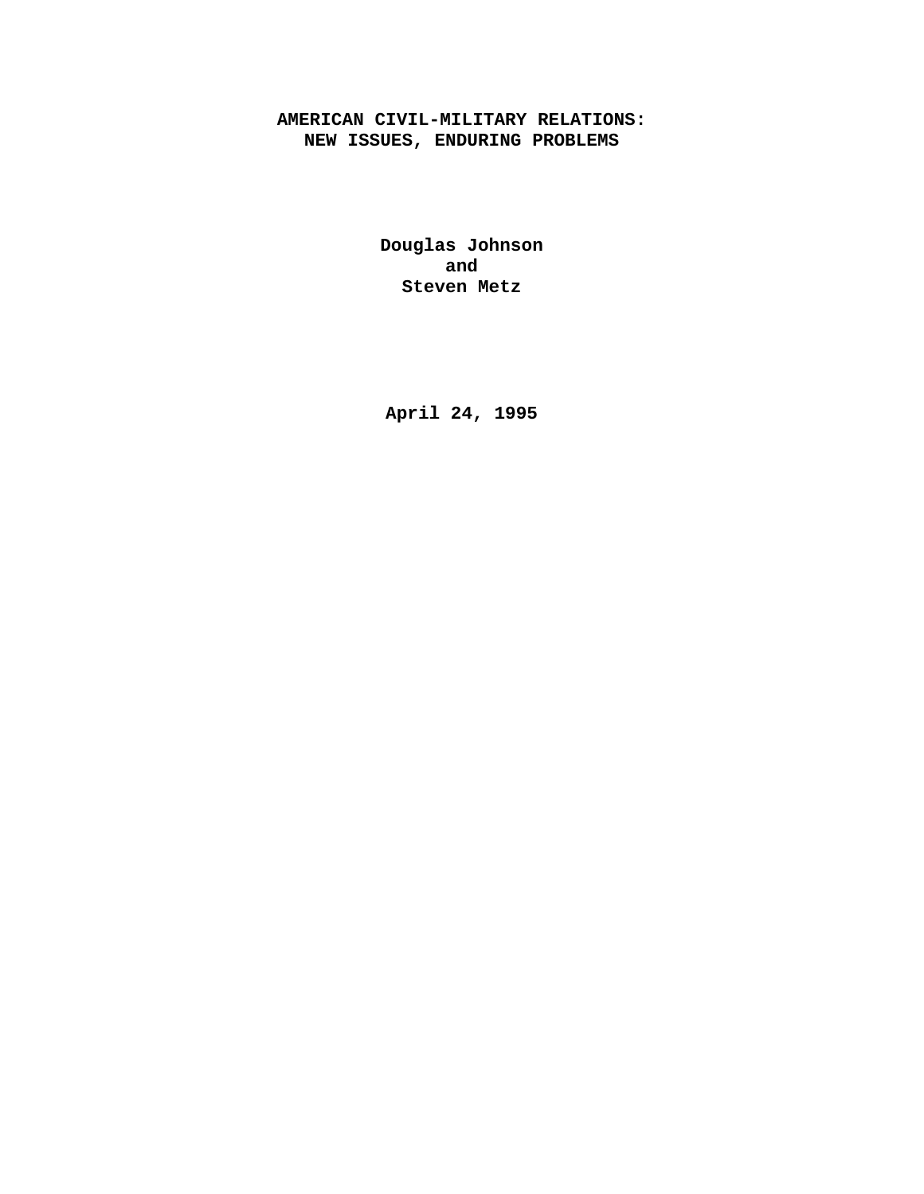# AMERICAN CIVIL-MILITARY RELATIONS:
# NEW ISSUES, ENDURING PROBLEMS

**Douglas Johnson**
**and**
**Steven Metz**

**April 24, 1995**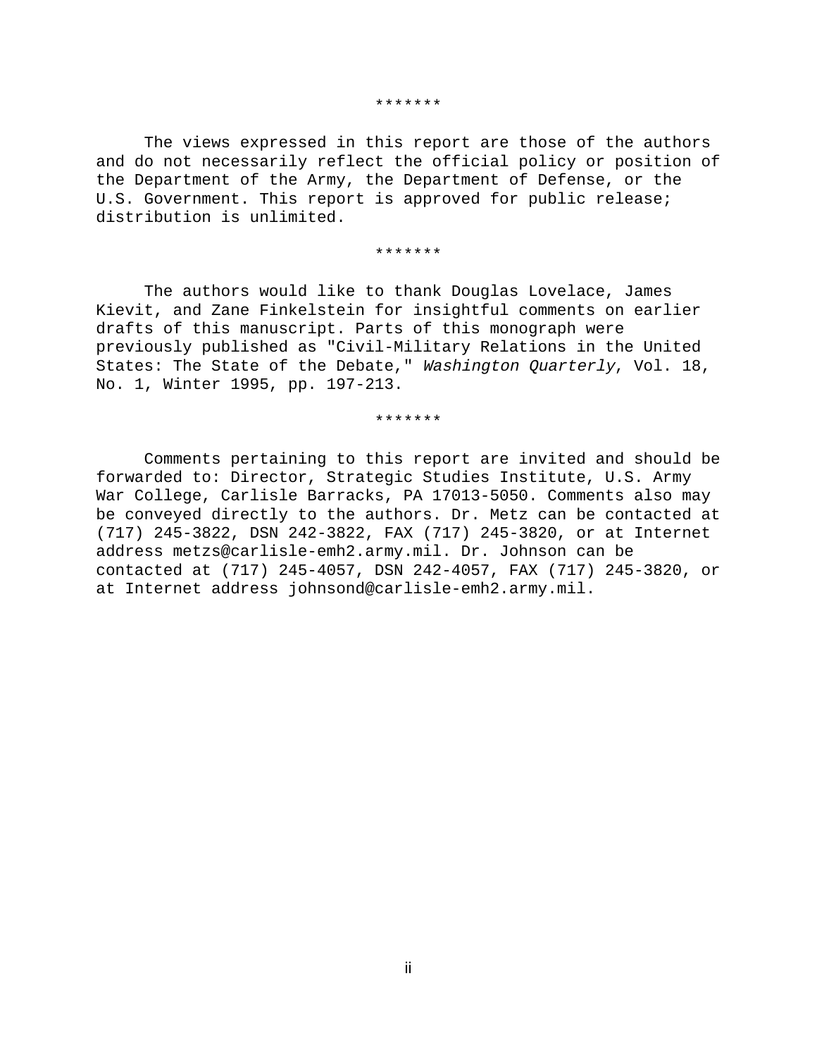*******

The views expressed in this report are those of the authors and do not necessarily reflect the official policy or position of the Department of the Army, the Department of Defense, or the U.S. Government. This report is approved for public release; distribution is unlimited.

*******

The authors would like to thank Douglas Lovelace, James Kievit, and Zane Finkelstein for insightful comments on earlier drafts of this manuscript. Parts of this monograph were previously published as "Civil-Military Relations in the United States: The State of the Debate," *Washington Quarterly*, Vol. 18, No. 1, Winter 1995, pp. 197-213.

*******

Comments pertaining to this report are invited and should be forwarded to: Director, Strategic Studies Institute, U.S. Army War College, Carlisle Barracks, PA 17013-5050. Comments also may be conveyed directly to the authors. Dr. Metz can be contacted at (717) 245-3822, DSN 242-3822, FAX (717) 245-3820, or at Internet address metzs@carlisle-emh2.army.mil. Dr. Johnson can be contacted at (717) 245-4057, DSN 242-4057, FAX (717) 245-3820, or at Internet address johnsond@carlisle-emh2.army.mil.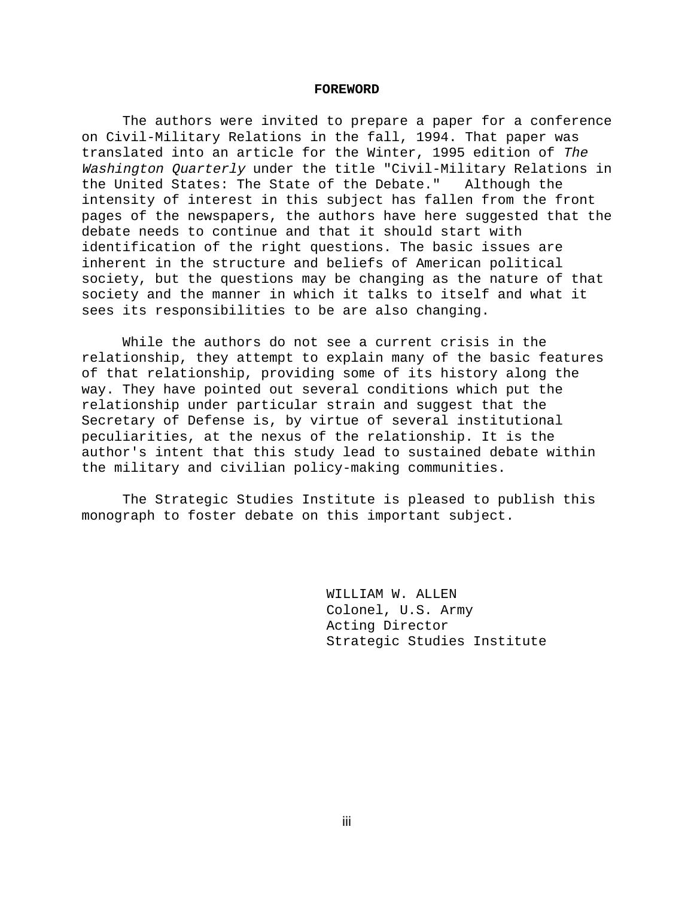## FOREWORD

The authors were invited to prepare a paper for a conference on Civil-Military Relations in the fall, 1994. That paper was translated into an article for the Winter, 1995 edition of *The Washington Quarterly* under the title "Civil-Military Relations in the United States: The State of the Debate." Although the intensity of interest in this subject has fallen from the front pages of the newspapers, the authors have here suggested that the debate needs to continue and that it should start with identification of the right questions. The basic issues are inherent in the structure and beliefs of American political society, but the questions may be changing as the nature of that society and the manner in which it talks to itself and what it sees its responsibilities to be are also changing.

While the authors do not see a current crisis in the relationship, they attempt to explain many of the basic features of that relationship, providing some of its history along the way. They have pointed out several conditions which put the relationship under particular strain and suggest that the Secretary of Defense is, by virtue of several institutional peculiarities, at the nexus of the relationship. It is the author's intent that this study lead to sustained debate within the military and civilian policy-making communities.

The Strategic Studies Institute is pleased to publish this monograph to foster debate on this important subject.

WILLIAM W. ALLEN
Colonel, U.S. Army
Acting Director
Strategic Studies Institute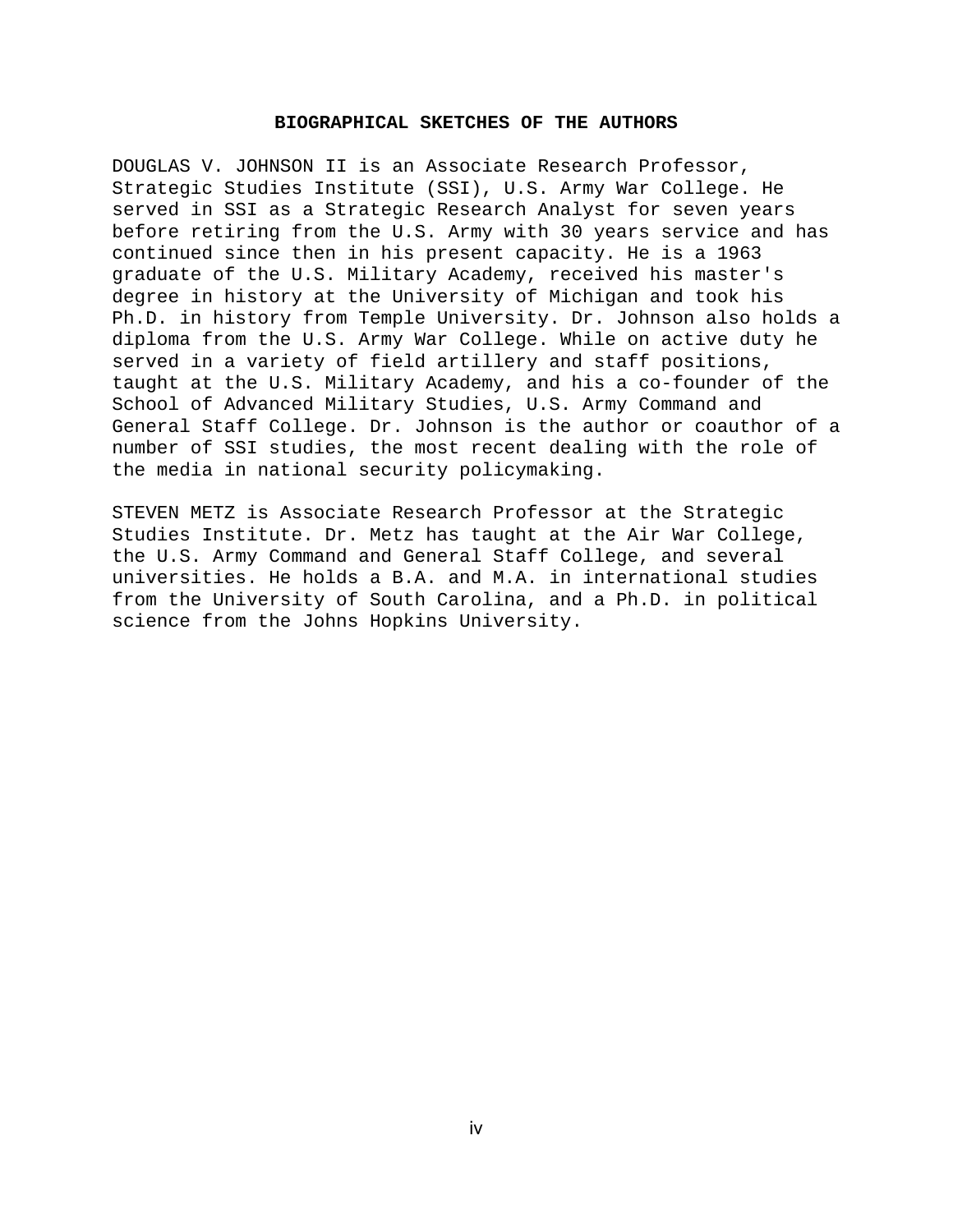## BIOGRAPHICAL SKETCHES OF THE AUTHORS

DOUGLAS V. JOHNSON II is an Associate Research Professor, Strategic Studies Institute (SSI), U.S. Army War College. He served in SSI as a Strategic Research Analyst for seven years before retiring from the U.S. Army with 30 years service and has continued since then in his present capacity. He is a 1963 graduate of the U.S. Military Academy, received his master's degree in history at the University of Michigan and took his Ph.D. in history from Temple University. Dr. Johnson also holds a diploma from the U.S. Army War College. While on active duty he served in a variety of field artillery and staff positions, taught at the U.S. Military Academy, and his a co-founder of the School of Advanced Military Studies, U.S. Army Command and General Staff College. Dr. Johnson is the author or coauthor of a number of SSI studies, the most recent dealing with the role of the media in national security policymaking.

STEVEN METZ is Associate Research Professor at the Strategic Studies Institute. Dr. Metz has taught at the Air War College, the U.S. Army Command and General Staff College, and several universities. He holds a B.A. and M.A. in international studies from the University of South Carolina, and a Ph.D. in political science from the Johns Hopkins University.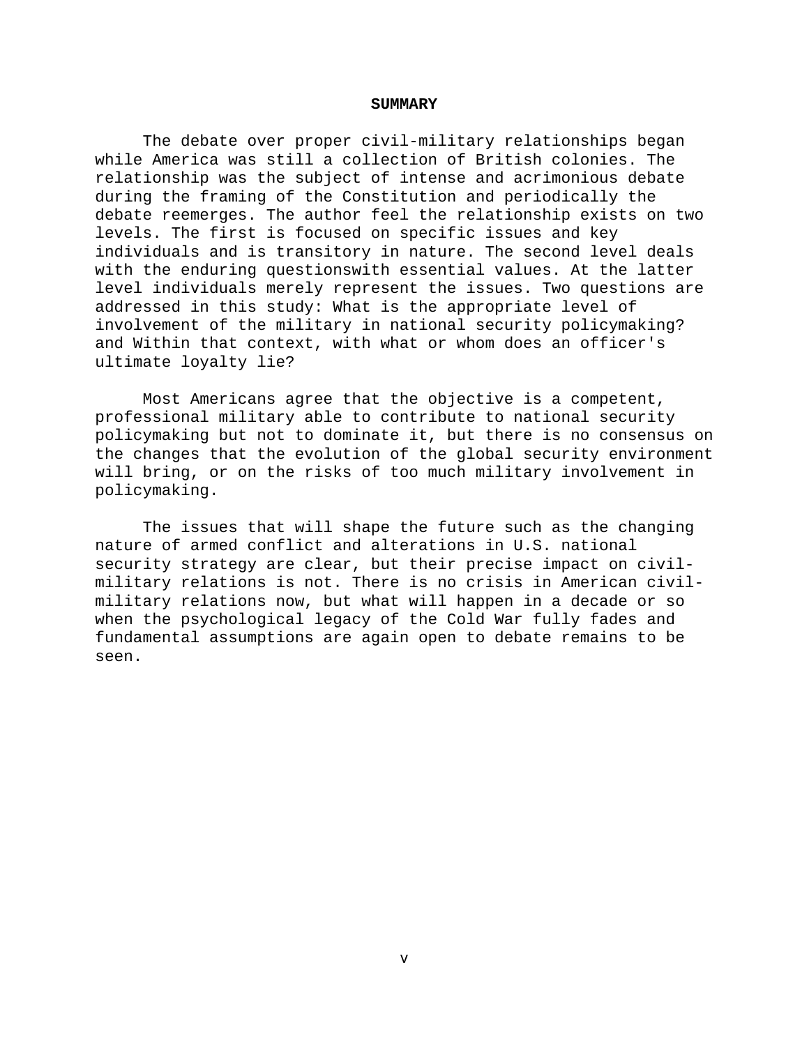## SUMMARY

The debate over proper civil-military relationships began while America was still a collection of British colonies. The relationship was the subject of intense and acrimonious debate during the framing of the Constitution and periodically the debate reemerges. The author feel the relationship exists on two levels. The first is focused on specific issues and key individuals and is transitory in nature. The second level deals with the enduring questionswith essential values. At the latter level individuals merely represent the issues. Two questions are addressed in this study: What is the appropriate level of involvement of the military in national security policymaking? and Within that context, with what or whom does an officer's ultimate loyalty lie?

Most Americans agree that the objective is a competent, professional military able to contribute to national security policymaking but not to dominate it, but there is no consensus on the changes that the evolution of the global security environment will bring, or on the risks of too much military involvement in policymaking.

The issues that will shape the future such as the changing nature of armed conflict and alterations in U.S. national security strategy are clear, but their precise impact on civil-military relations is not. There is no crisis in American civil-military relations now, but what will happen in a decade or so when the psychological legacy of the Cold War fully fades and fundamental assumptions are again open to debate remains to be seen.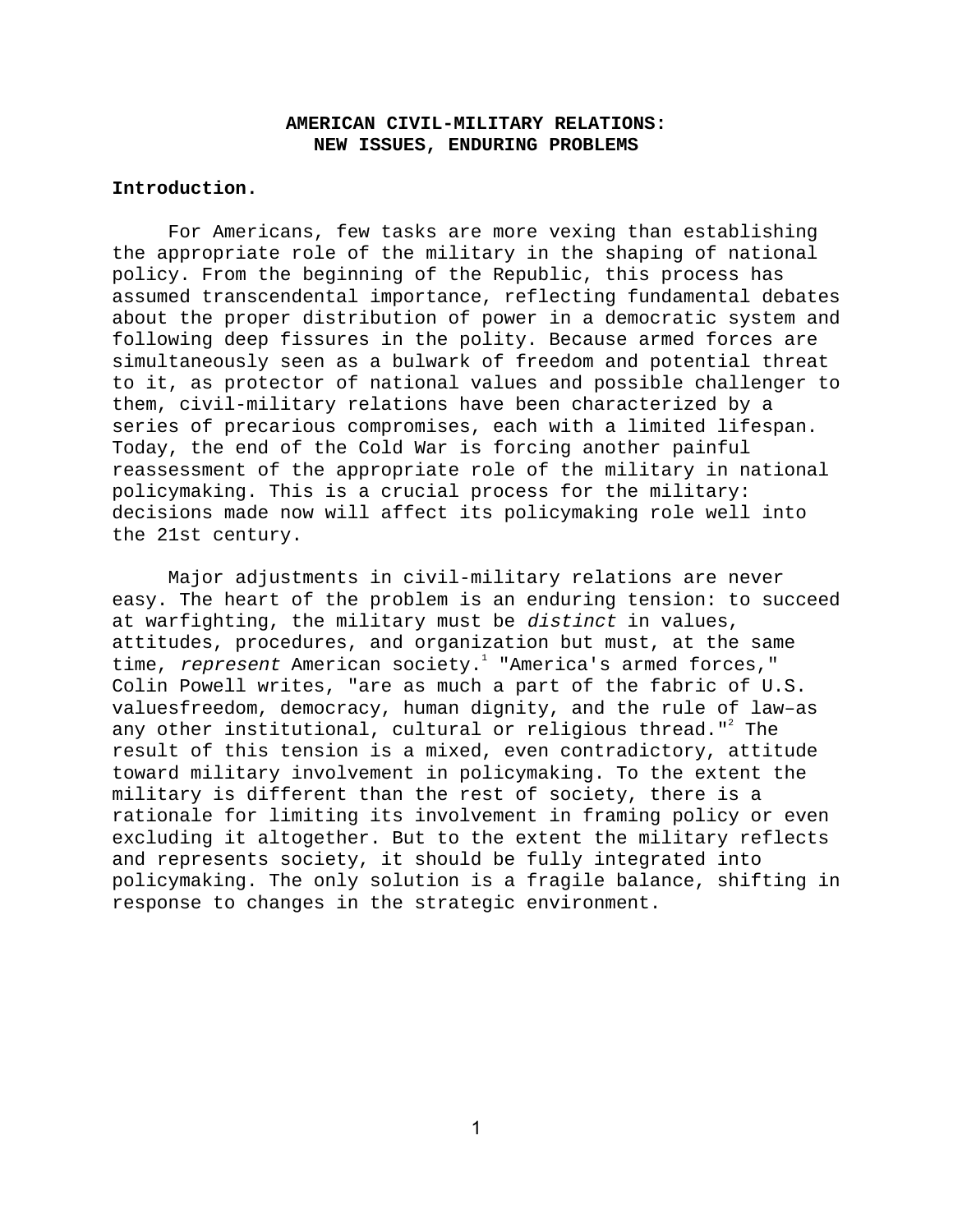# AMERICAN CIVIL-MILITARY RELATIONS: NEW ISSUES, ENDURING PROBLEMS

**Introduction.**

For Americans, few tasks are more vexing than establishing the appropriate role of the military in the shaping of national policy. From the beginning of the Republic, this process has assumed transcendental importance, reflecting fundamental debates about the proper distribution of power in a democratic system and following deep fissures in the polity. Because armed forces are simultaneously seen as a bulwark of freedom and potential threat to it, as protector of national values and possible challenger to them, civil-military relations have been characterized by a series of precarious compromises, each with a limited lifespan. Today, the end of the Cold War is forcing another painful reassessment of the appropriate role of the military in national policymaking. This is a crucial process for the military: decisions made now will affect its policymaking role well into the 21st century.

Major adjustments in civil-military relations are never easy. The heart of the problem is an enduring tension: to succeed at warfighting, the military must be *distinct* in values, attitudes, procedures, and organization but must, at the same time, *represent* American society.[1] "America's armed forces," Colin Powell writes, "are as much a part of the fabric of U.S. valuesfreedom, democracy, human dignity, and the rule of law–as any other institutional, cultural or religious thread."[2] The result of this tension is a mixed, even contradictory, attitude toward military involvement in policymaking. To the extent the military is different than the rest of society, there is a rationale for limiting its involvement in framing policy or even excluding it altogether. But to the extent the military reflects and represents society, it should be fully integrated into policymaking. The only solution is a fragile balance, shifting in response to changes in the strategic environment.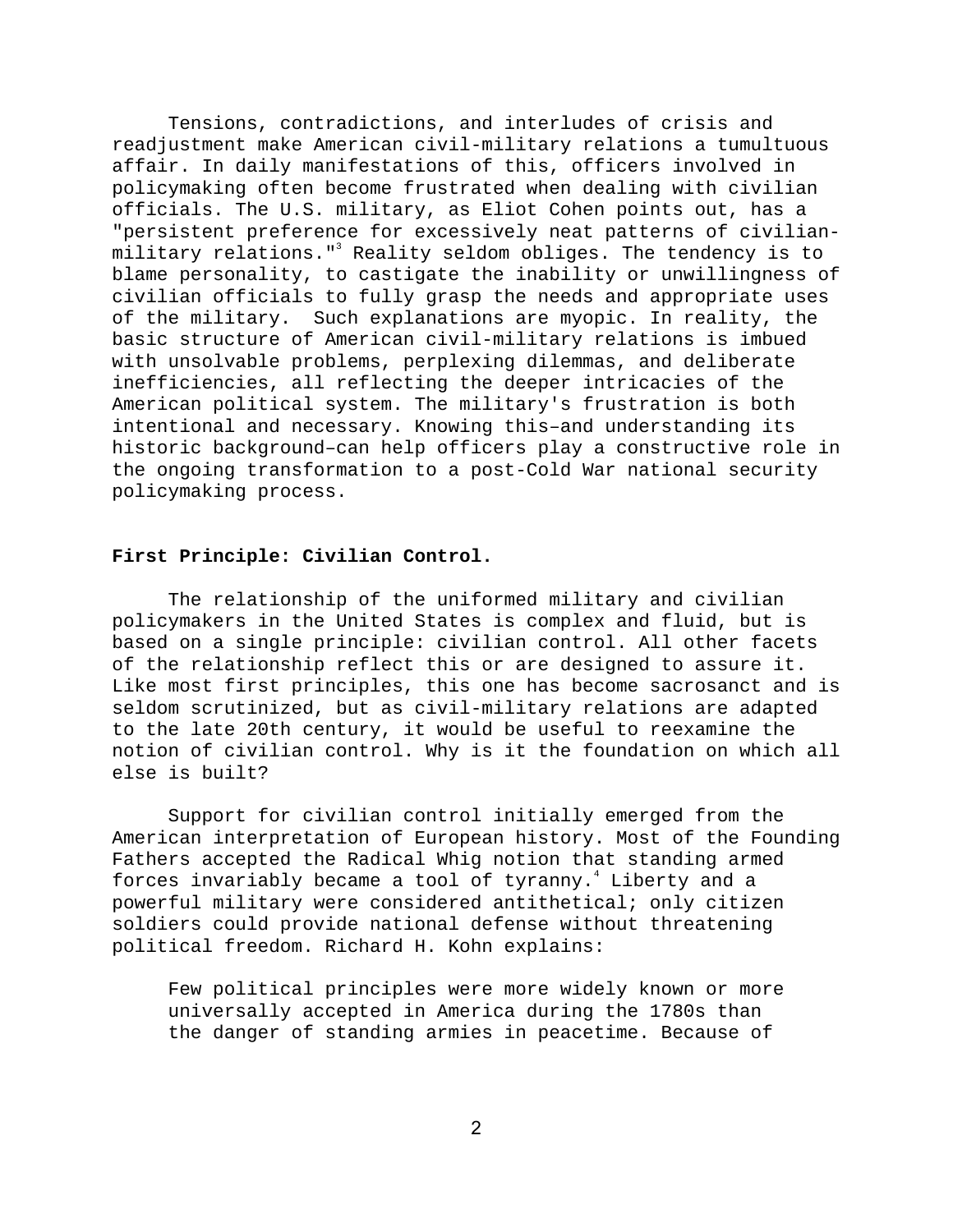Tensions, contradictions, and interludes of crisis and readjustment make American civil-military relations a tumultuous affair. In daily manifestations of this, officers involved in policymaking often become frustrated when dealing with civilian officials. The U.S. military, as Eliot Cohen points out, has a "persistent preference for excessively neat patterns of civilian-military relations."[3] Reality seldom obliges. The tendency is to blame personality, to castigate the inability or unwillingness of civilian officials to fully grasp the needs and appropriate uses of the military. Such explanations are myopic. In reality, the basic structure of American civil-military relations is imbued with unsolvable problems, perplexing dilemmas, and deliberate inefficiencies, all reflecting the deeper intricacies of the American political system. The military's frustration is both intentional and necessary. Knowing this–and understanding its historic background–can help officers play a constructive role in the ongoing transformation to a post-Cold War national security policymaking process.

**First Principle: Civilian Control.**

The relationship of the uniformed military and civilian policymakers in the United States is complex and fluid, but is based on a single principle: civilian control. All other facets of the relationship reflect this or are designed to assure it. Like most first principles, this one has become sacrosanct and is seldom scrutinized, but as civil-military relations are adapted to the late 20th century, it would be useful to reexamine the notion of civilian control. Why is it the foundation on which all else is built?

Support for civilian control initially emerged from the American interpretation of European history. Most of the Founding Fathers accepted the Radical Whig notion that standing armed forces invariably became a tool of tyranny.[4] Liberty and a powerful military were considered antithetical; only citizen soldiers could provide national defense without threatening political freedom. Richard H. Kohn explains:

> Few political principles were more widely known or more universally accepted in America during the 1780s than the danger of standing armies in peacetime. Because of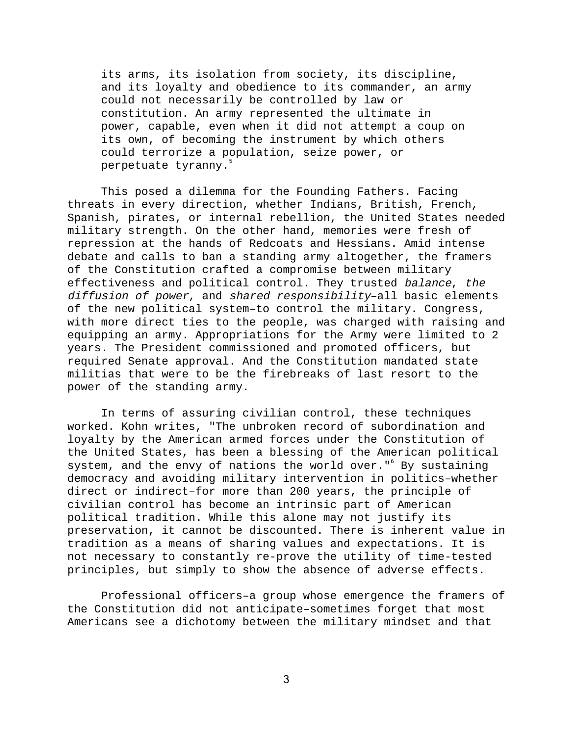its arms, its isolation from society, its discipline, and its loyalty and obedience to its commander, an army could not necessarily be controlled by law or constitution. An army represented the ultimate in power, capable, even when it did not attempt a coup on its own, of becoming the instrument by which others could terrorize a population, seize power, or perpetuate tyranny.[5]

This posed a dilemma for the Founding Fathers. Facing threats in every direction, whether Indians, British, French, Spanish, pirates, or internal rebellion, the United States needed military strength. On the other hand, memories were fresh of repression at the hands of Redcoats and Hessians. Amid intense debate and calls to ban a standing army altogether, the framers of the Constitution crafted a compromise between military effectiveness and political control. They trusted *balance*, *the diffusion of power*, and *shared responsibility*–all basic elements of the new political system–to control the military. Congress, with more direct ties to the people, was charged with raising and equipping an army. Appropriations for the Army were limited to 2 years. The President commissioned and promoted officers, but required Senate approval. And the Constitution mandated state militias that were to be the firebreaks of last resort to the power of the standing army.

In terms of assuring civilian control, these techniques worked. Kohn writes, "The unbroken record of subordination and loyalty by the American armed forces under the Constitution of the United States, has been a blessing of the American political system, and the envy of nations the world over."[6] By sustaining democracy and avoiding military intervention in politics–whether direct or indirect–for more than 200 years, the principle of civilian control has become an intrinsic part of American political tradition. While this alone may not justify its preservation, it cannot be discounted. There is inherent value in tradition as a means of sharing values and expectations. It is not necessary to constantly re-prove the utility of time-tested principles, but simply to show the absence of adverse effects.

Professional officers–a group whose emergence the framers of the Constitution did not anticipate–sometimes forget that most Americans see a dichotomy between the military mindset and that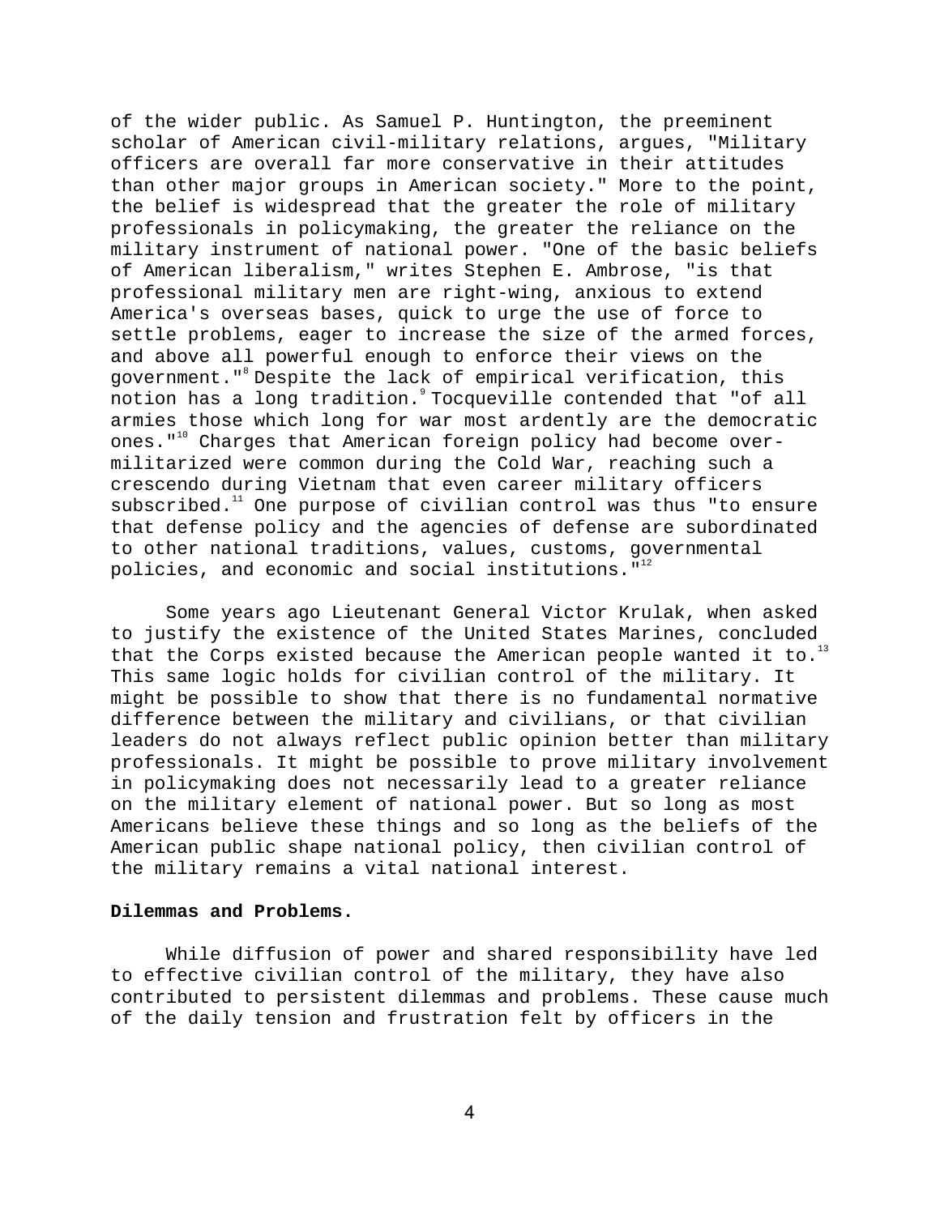of the wider public. As Samuel P. Huntington, the preeminent scholar of American civil-military relations, argues, "Military officers are overall far more conservative in their attitudes than other major groups in American society." More to the point, the belief is widespread that the greater the role of military professionals in policymaking, the greater the reliance on the military instrument of national power. "One of the basic beliefs of American liberalism," writes Stephen E. Ambrose, "is that professional military men are right-wing, anxious to extend America's overseas bases, quick to urge the use of force to settle problems, eager to increase the size of the armed forces, and above all powerful enough to enforce their views on the government."[8] Despite the lack of empirical verification, this notion has a long tradition.[9] Tocqueville contended that "of all armies those which long for war most ardently are the democratic ones."[10] Charges that American foreign policy had become over-militarized were common during the Cold War, reaching such a crescendo during Vietnam that even career military officers subscribed.[11] One purpose of civilian control was thus "to ensure that defense policy and the agencies of defense are subordinated to other national traditions, values, customs, governmental policies, and economic and social institutions."[12]

Some years ago Lieutenant General Victor Krulak, when asked to justify the existence of the United States Marines, concluded that the Corps existed because the American people wanted it to.[13] This same logic holds for civilian control of the military. It might be possible to show that there is no fundamental normative difference between the military and civilians, or that civilian leaders do not always reflect public opinion better than military professionals. It might be possible to prove military involvement in policymaking does not necessarily lead to a greater reliance on the military element of national power. But so long as most Americans believe these things and so long as the beliefs of the American public shape national policy, then civilian control of the military remains a vital national interest.

**Dilemmas and Problems.**

While diffusion of power and shared responsibility have led to effective civilian control of the military, they have also contributed to persistent dilemmas and problems. These cause much of the daily tension and frustration felt by officers in the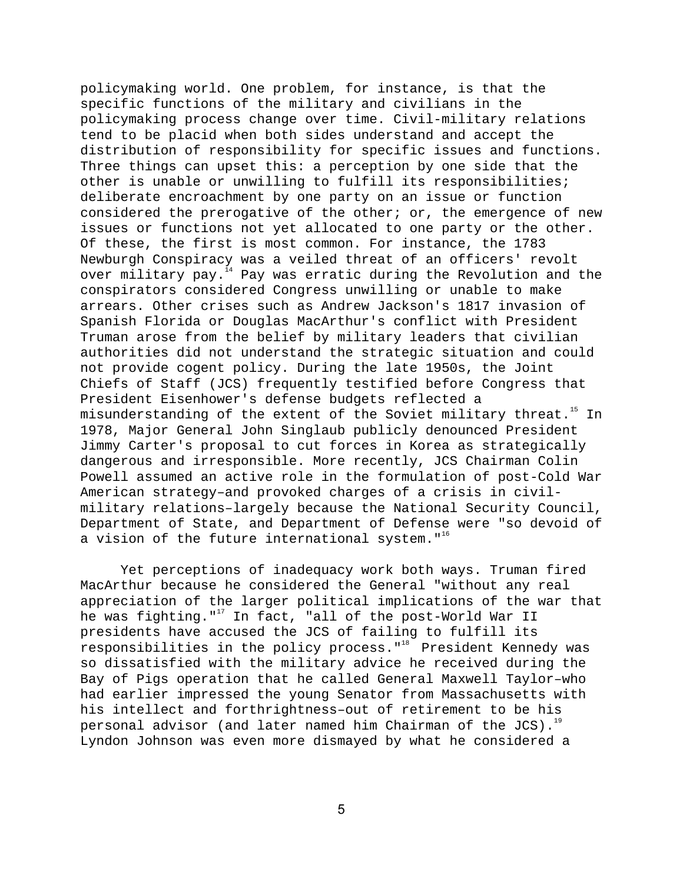policymaking world. One problem, for instance, is that the specific functions of the military and civilians in the policymaking process change over time. Civil-military relations tend to be placid when both sides understand and accept the distribution of responsibility for specific issues and functions. Three things can upset this: a perception by one side that the other is unable or unwilling to fulfill its responsibilities; deliberate encroachment by one party on an issue or function considered the prerogative of the other; or, the emergence of new issues or functions not yet allocated to one party or the other. Of these, the first is most common. For instance, the 1783 Newburgh Conspiracy was a veiled threat of an officers' revolt over military pay.[14] Pay was erratic during the Revolution and the conspirators considered Congress unwilling or unable to make arrears. Other crises such as Andrew Jackson's 1817 invasion of Spanish Florida or Douglas MacArthur's conflict with President Truman arose from the belief by military leaders that civilian authorities did not understand the strategic situation and could not provide cogent policy. During the late 1950s, the Joint Chiefs of Staff (JCS) frequently testified before Congress that President Eisenhower's defense budgets reflected a misunderstanding of the extent of the Soviet military threat.[15] In 1978, Major General John Singlaub publicly denounced President Jimmy Carter's proposal to cut forces in Korea as strategically dangerous and irresponsible. More recently, JCS Chairman Colin Powell assumed an active role in the formulation of post-Cold War American strategy–and provoked charges of a crisis in civil-military relations–largely because the National Security Council, Department of State, and Department of Defense were "so devoid of a vision of the future international system."[16]

Yet perceptions of inadequacy work both ways. Truman fired MacArthur because he considered the General "without any real appreciation of the larger political implications of the war that he was fighting."[17] In fact, "all of the post-World War II presidents have accused the JCS of failing to fulfill its responsibilities in the policy process."[18] President Kennedy was so dissatisfied with the military advice he received during the Bay of Pigs operation that he called General Maxwell Taylor–who had earlier impressed the young Senator from Massachusetts with his intellect and forthrightness–out of retirement to be his personal advisor (and later named him Chairman of the JCS).[19] Lyndon Johnson was even more dismayed by what he considered a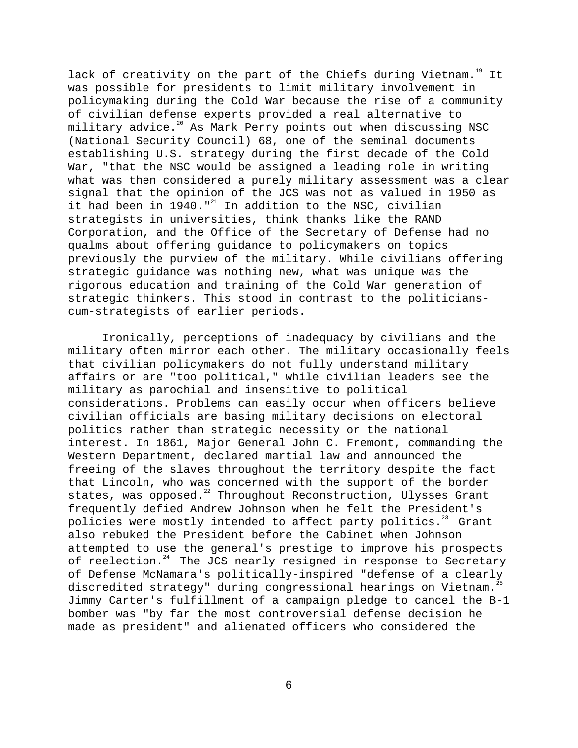lack of creativity on the part of the Chiefs during Vietnam.[19] It was possible for presidents to limit military involvement in policymaking during the Cold War because the rise of a community of civilian defense experts provided a real alternative to military advice.[20] As Mark Perry points out when discussing NSC (National Security Council) 68, one of the seminal documents establishing U.S. strategy during the first decade of the Cold War, "that the NSC would be assigned a leading role in writing what was then considered a purely military assessment was a clear signal that the opinion of the JCS was not as valued in 1950 as it had been in 1940."[21] In addition to the NSC, civilian strategists in universities, think thanks like the RAND Corporation, and the Office of the Secretary of Defense had no qualms about offering guidance to policymakers on topics previously the purview of the military. While civilians offering strategic guidance was nothing new, what was unique was the rigorous education and training of the Cold War generation of strategic thinkers. This stood in contrast to the politicians-cum-strategists of earlier periods.

Ironically, perceptions of inadequacy by civilians and the military often mirror each other. The military occasionally feels that civilian policymakers do not fully understand military affairs or are "too political," while civilian leaders see the military as parochial and insensitive to political considerations. Problems can easily occur when officers believe civilian officials are basing military decisions on electoral politics rather than strategic necessity or the national interest. In 1861, Major General John C. Fremont, commanding the Western Department, declared martial law and announced the freeing of the slaves throughout the territory despite the fact that Lincoln, who was concerned with the support of the border states, was opposed.[22] Throughout Reconstruction, Ulysses Grant frequently defied Andrew Johnson when he felt the President's policies were mostly intended to affect party politics.[23] Grant also rebuked the President before the Cabinet when Johnson attempted to use the general's prestige to improve his prospects of reelection.[24] The JCS nearly resigned in response to Secretary of Defense McNamara's politically-inspired "defense of a clearly discredited strategy" during congressional hearings on Vietnam.[25] Jimmy Carter's fulfillment of a campaign pledge to cancel the B-1 bomber was "by far the most controversial defense decision he made as president" and alienated officers who considered the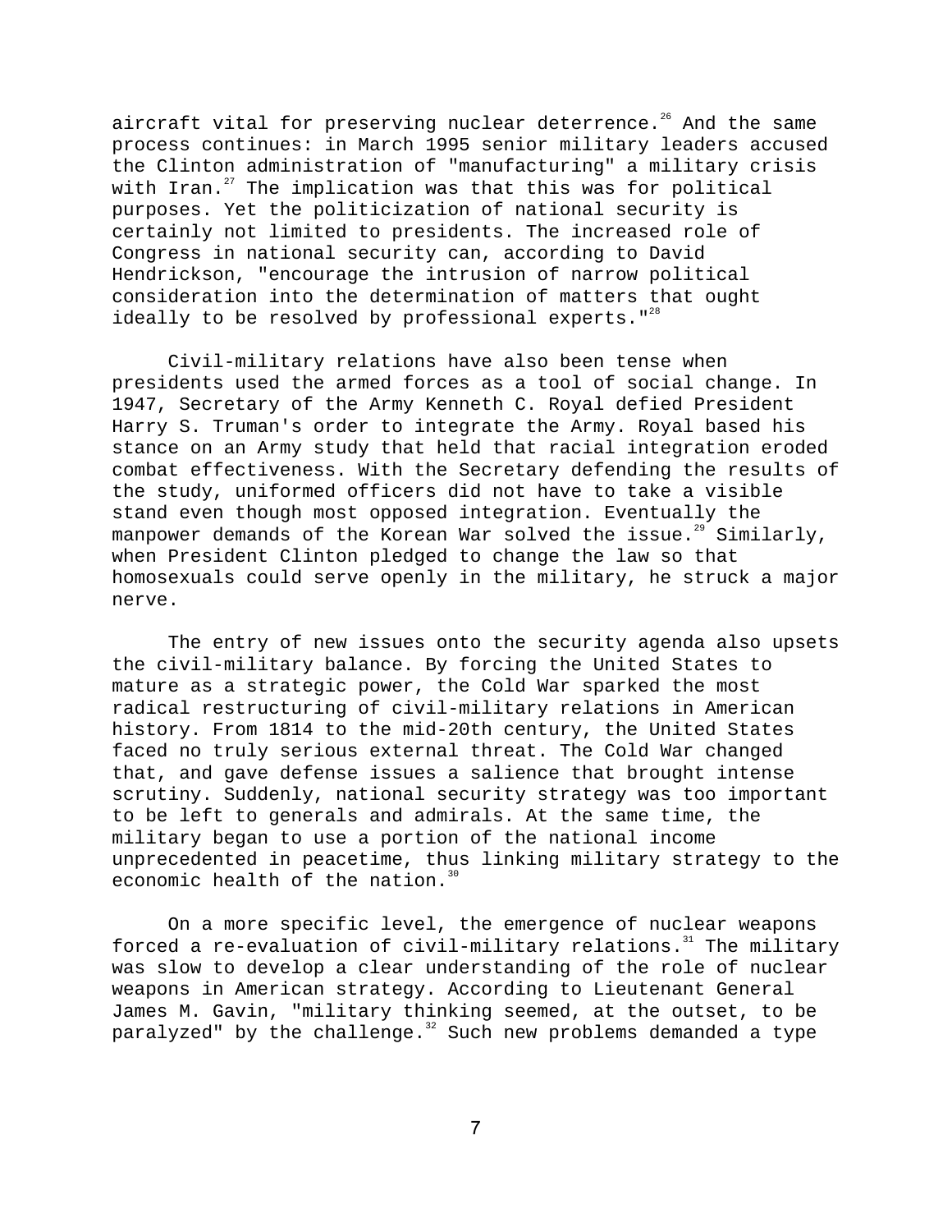aircraft vital for preserving nuclear deterrence.[26] And the same process continues: in March 1995 senior military leaders accused the Clinton administration of "manufacturing" a military crisis with Iran.[27] The implication was that this was for political purposes. Yet the politicization of national security is certainly not limited to presidents. The increased role of Congress in national security can, according to David Hendrickson, "encourage the intrusion of narrow political consideration into the determination of matters that ought ideally to be resolved by professional experts."[28]

Civil-military relations have also been tense when presidents used the armed forces as a tool of social change. In 1947, Secretary of the Army Kenneth C. Royal defied President Harry S. Truman's order to integrate the Army. Royal based his stance on an Army study that held that racial integration eroded combat effectiveness. With the Secretary defending the results of the study, uniformed officers did not have to take a visible stand even though most opposed integration. Eventually the manpower demands of the Korean War solved the issue.[29] Similarly, when President Clinton pledged to change the law so that homosexuals could serve openly in the military, he struck a major nerve.

The entry of new issues onto the security agenda also upsets the civil-military balance. By forcing the United States to mature as a strategic power, the Cold War sparked the most radical restructuring of civil-military relations in American history. From 1814 to the mid-20th century, the United States faced no truly serious external threat. The Cold War changed that, and gave defense issues a salience that brought intense scrutiny. Suddenly, national security strategy was too important to be left to generals and admirals. At the same time, the military began to use a portion of the national income unprecedented in peacetime, thus linking military strategy to the economic health of the nation.[30]

On a more specific level, the emergence of nuclear weapons forced a re-evaluation of civil-military relations.[31] The military was slow to develop a clear understanding of the role of nuclear weapons in American strategy. According to Lieutenant General James M. Gavin, "military thinking seemed, at the outset, to be paralyzed" by the challenge.[32] Such new problems demanded a type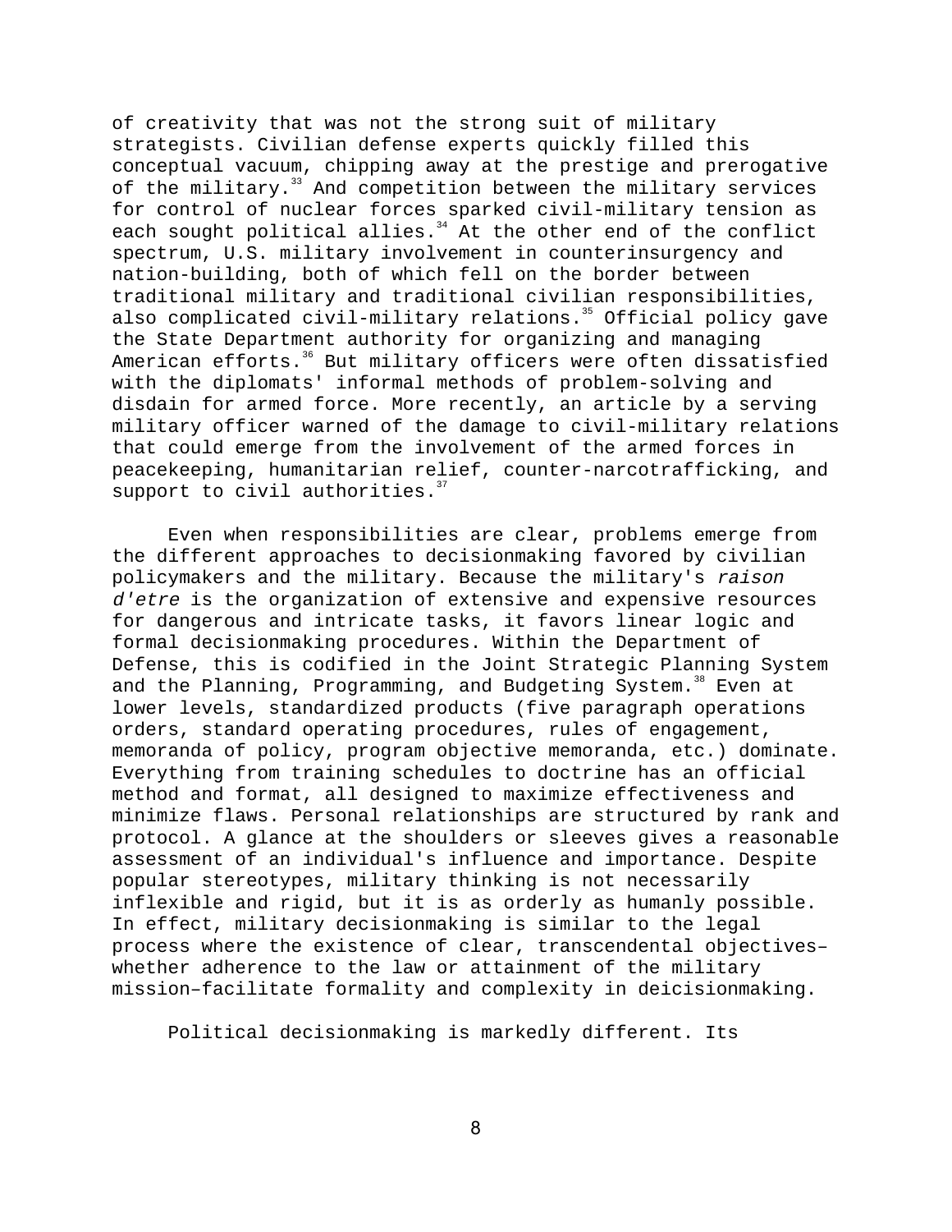of creativity that was not the strong suit of military strategists. Civilian defense experts quickly filled this conceptual vacuum, chipping away at the prestige and prerogative of the military.[33] And competition between the military services for control of nuclear forces sparked civil-military tension as each sought political allies.[34] At the other end of the conflict spectrum, U.S. military involvement in counterinsurgency and nation-building, both of which fell on the border between traditional military and traditional civilian responsibilities, also complicated civil-military relations.[35] Official policy gave the State Department authority for organizing and managing American efforts.[36] But military officers were often dissatisfied with the diplomats' informal methods of problem-solving and disdain for armed force. More recently, an article by a serving military officer warned of the damage to civil-military relations that could emerge from the involvement of the armed forces in peacekeeping, humanitarian relief, counter-narcotrafficking, and support to civil authorities.[37]

Even when responsibilities are clear, problems emerge from the different approaches to decisionmaking favored by civilian policymakers and the military. Because the military's *raison d'etre* is the organization of extensive and expensive resources for dangerous and intricate tasks, it favors linear logic and formal decisionmaking procedures. Within the Department of Defense, this is codified in the Joint Strategic Planning System and the Planning, Programming, and Budgeting System.[38] Even at lower levels, standardized products (five paragraph operations orders, standard operating procedures, rules of engagement, memoranda of policy, program objective memoranda, etc.) dominate. Everything from training schedules to doctrine has an official method and format, all designed to maximize effectiveness and minimize flaws. Personal relationships are structured by rank and protocol. A glance at the shoulders or sleeves gives a reasonable assessment of an individual's influence and importance. Despite popular stereotypes, military thinking is not necessarily inflexible and rigid, but it is as orderly as humanly possible. In effect, military decisionmaking is similar to the legal process where the existence of clear, transcendental objectives–whether adherence to the law or attainment of the military mission–facilitate formality and complexity in deicisionmaking.

Political decisionmaking is markedly different. Its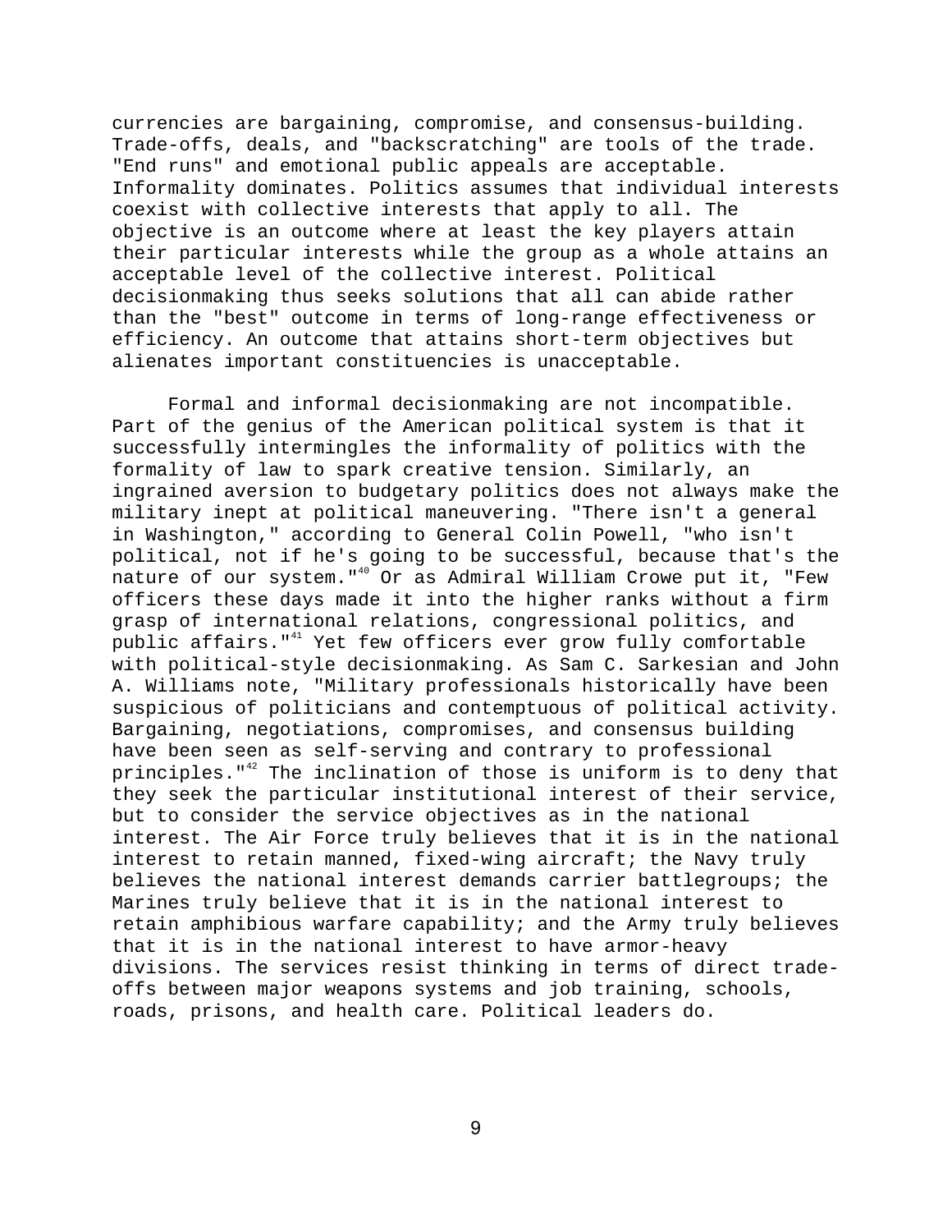currencies are bargaining, compromise, and consensus-building. Trade-offs, deals, and "backscratching" are tools of the trade. "End runs" and emotional public appeals are acceptable. Informality dominates. Politics assumes that individual interests coexist with collective interests that apply to all. The objective is an outcome where at least the key players attain their particular interests while the group as a whole attains an acceptable level of the collective interest. Political decisionmaking thus seeks solutions that all can abide rather than the "best" outcome in terms of long-range effectiveness or efficiency. An outcome that attains short-term objectives but alienates important constituencies is unacceptable.

Formal and informal decisionmaking are not incompatible. Part of the genius of the American political system is that it successfully intermingles the informality of politics with the formality of law to spark creative tension. Similarly, an ingrained aversion to budgetary politics does not always make the military inept at political maneuvering. "There isn't a general in Washington," according to General Colin Powell, "who isn't political, not if he's going to be successful, because that's the nature of our system."[40] Or as Admiral William Crowe put it, "Few officers these days made it into the higher ranks without a firm grasp of international relations, congressional politics, and public affairs."[41] Yet few officers ever grow fully comfortable with political-style decisionmaking. As Sam C. Sarkesian and John A. Williams note, "Military professionals historically have been suspicious of politicians and contemptuous of political activity. Bargaining, negotiations, compromises, and consensus building have been seen as self-serving and contrary to professional principles."[42] The inclination of those is uniform is to deny that they seek the particular institutional interest of their service, but to consider the service objectives as in the national interest. The Air Force truly believes that it is in the national interest to retain manned, fixed-wing aircraft; the Navy truly believes the national interest demands carrier battlegroups; the Marines truly believe that it is in the national interest to retain amphibious warfare capability; and the Army truly believes that it is in the national interest to have armor-heavy divisions. The services resist thinking in terms of direct trade-offs between major weapons systems and job training, schools, roads, prisons, and health care. Political leaders do.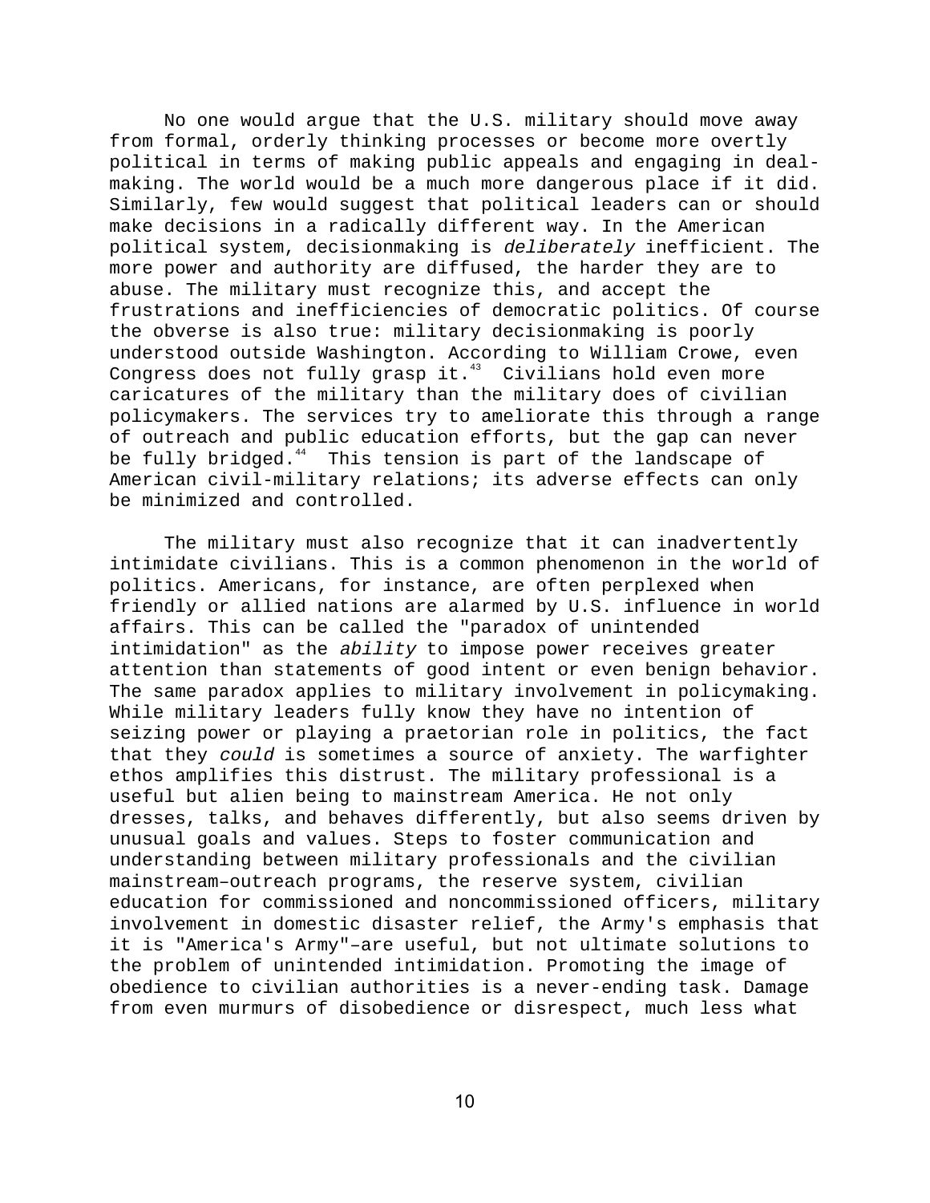No one would argue that the U.S. military should move away from formal, orderly thinking processes or become more overtly political in terms of making public appeals and engaging in deal-making. The world would be a much more dangerous place if it did. Similarly, few would suggest that political leaders can or should make decisions in a radically different way. In the American political system, decisionmaking is *deliberately* inefficient. The more power and authority are diffused, the harder they are to abuse. The military must recognize this, and accept the frustrations and inefficiencies of democratic politics. Of course the obverse is also true: military decisionmaking is poorly understood outside Washington. According to William Crowe, even Congress does not fully grasp it.[43] Civilians hold even more caricatures of the military than the military does of civilian policymakers. The services try to ameliorate this through a range of outreach and public education efforts, but the gap can never be fully bridged.[44] This tension is part of the landscape of American civil-military relations; its adverse effects can only be minimized and controlled.

The military must also recognize that it can inadvertently intimidate civilians. This is a common phenomenon in the world of politics. Americans, for instance, are often perplexed when friendly or allied nations are alarmed by U.S. influence in world affairs. This can be called the "paradox of unintended intimidation" as the *ability* to impose power receives greater attention than statements of good intent or even benign behavior. The same paradox applies to military involvement in policymaking. While military leaders fully know they have no intention of seizing power or playing a praetorian role in politics, the fact that they *could* is sometimes a source of anxiety. The warfighter ethos amplifies this distrust. The military professional is a useful but alien being to mainstream America. He not only dresses, talks, and behaves differently, but also seems driven by unusual goals and values. Steps to foster communication and understanding between military professionals and the civilian mainstream–outreach programs, the reserve system, civilian education for commissioned and noncommissioned officers, military involvement in domestic disaster relief, the Army's emphasis that it is "America's Army"–are useful, but not ultimate solutions to the problem of unintended intimidation. Promoting the image of obedience to civilian authorities is a never-ending task. Damage from even murmurs of disobedience or disrespect, much less what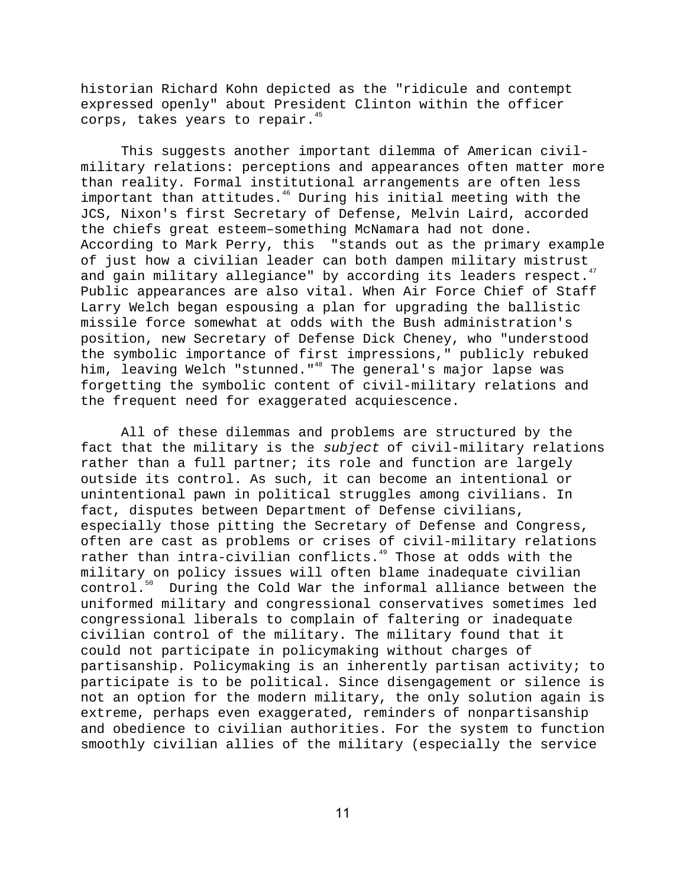historian Richard Kohn depicted as the "ridicule and contempt expressed openly" about President Clinton within the officer corps, takes years to repair.[45]

This suggests another important dilemma of American civil-military relations: perceptions and appearances often matter more than reality. Formal institutional arrangements are often less important than attitudes.[46] During his initial meeting with the JCS, Nixon's first Secretary of Defense, Melvin Laird, accorded the chiefs great esteem–something McNamara had not done. According to Mark Perry, this "stands out as the primary example of just how a civilian leader can both dampen military mistrust and gain military allegiance" by according its leaders respect.[47] Public appearances are also vital. When Air Force Chief of Staff Larry Welch began espousing a plan for upgrading the ballistic missile force somewhat at odds with the Bush administration's position, new Secretary of Defense Dick Cheney, who "understood the symbolic importance of first impressions," publicly rebuked him, leaving Welch "stunned."[48] The general's major lapse was forgetting the symbolic content of civil-military relations and the frequent need for exaggerated acquiescence.

All of these dilemmas and problems are structured by the fact that the military is the *subject* of civil-military relations rather than a full partner; its role and function are largely outside its control. As such, it can become an intentional or unintentional pawn in political struggles among civilians. In fact, disputes between Department of Defense civilians, especially those pitting the Secretary of Defense and Congress, often are cast as problems or crises of civil-military relations rather than intra-civilian conflicts.[49] Those at odds with the military on policy issues will often blame inadequate civilian control.[50] During the Cold War the informal alliance between the uniformed military and congressional conservatives sometimes led congressional liberals to complain of faltering or inadequate civilian control of the military. The military found that it could not participate in policymaking without charges of partisanship. Policymaking is an inherently partisan activity; to participate is to be political. Since disengagement or silence is not an option for the modern military, the only solution again is extreme, perhaps even exaggerated, reminders of nonpartisanship and obedience to civilian authorities. For the system to function smoothly civilian allies of the military (especially the service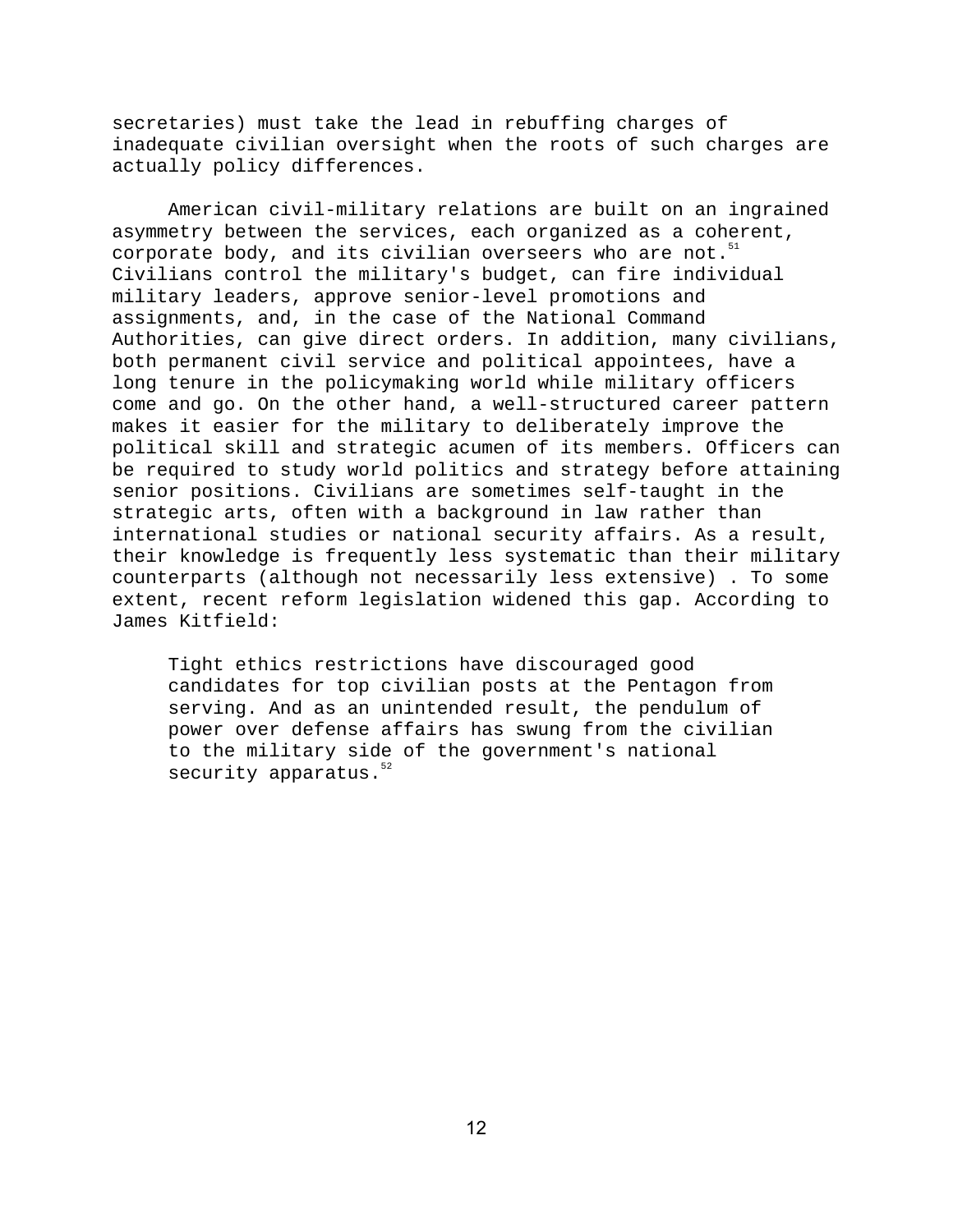secretaries) must take the lead in rebuffing charges of inadequate civilian oversight when the roots of such charges are actually policy differences.

American civil-military relations are built on an ingrained asymmetry between the services, each organized as a coherent, corporate body, and its civilian overseers who are not.[51] Civilians control the military's budget, can fire individual military leaders, approve senior-level promotions and assignments, and, in the case of the National Command Authorities, can give direct orders. In addition, many civilians, both permanent civil service and political appointees, have a long tenure in the policymaking world while military officers come and go. On the other hand, a well-structured career pattern makes it easier for the military to deliberately improve the political skill and strategic acumen of its members. Officers can be required to study world politics and strategy before attaining senior positions. Civilians are sometimes self-taught in the strategic arts, often with a background in law rather than international studies or national security affairs. As a result, their knowledge is frequently less systematic than their military counterparts (although not necessarily less extensive) . To some extent, recent reform legislation widened this gap. According to James Kitfield:

> Tight ethics restrictions have discouraged good candidates for top civilian posts at the Pentagon from serving. And as an unintended result, the pendulum of power over defense affairs has swung from the civilian to the military side of the government's national security apparatus.[52]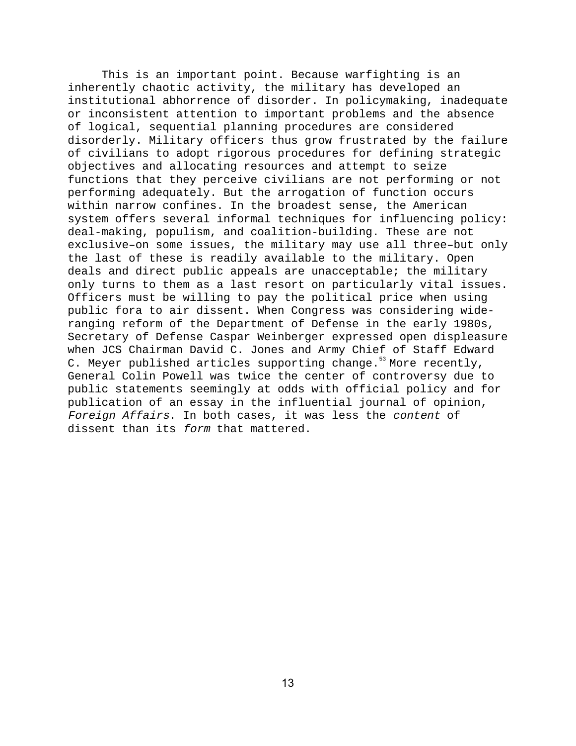This is an important point. Because warfighting is an inherently chaotic activity, the military has developed an institutional abhorrence of disorder. In policymaking, inadequate or inconsistent attention to important problems and the absence of logical, sequential planning procedures are considered disorderly. Military officers thus grow frustrated by the failure of civilians to adopt rigorous procedures for defining strategic objectives and allocating resources and attempt to seize functions that they perceive civilians are not performing or not performing adequately. But the arrogation of function occurs within narrow confines. In the broadest sense, the American system offers several informal techniques for influencing policy: deal-making, populism, and coalition-building. These are not exclusive–on some issues, the military may use all three–but only the last of these is readily available to the military. Open deals and direct public appeals are unacceptable; the military only turns to them as a last resort on particularly vital issues. Officers must be willing to pay the political price when using public fora to air dissent. When Congress was considering wide-ranging reform of the Department of Defense in the early 1980s, Secretary of Defense Caspar Weinberger expressed open displeasure when JCS Chairman David C. Jones and Army Chief of Staff Edward C. Meyer published articles supporting change.[53] More recently, General Colin Powell was twice the center of controversy due to public statements seemingly at odds with official policy and for publication of an essay in the influential journal of opinion, *Foreign Affairs*. In both cases, it was less the *content* of dissent than its *form* that mattered.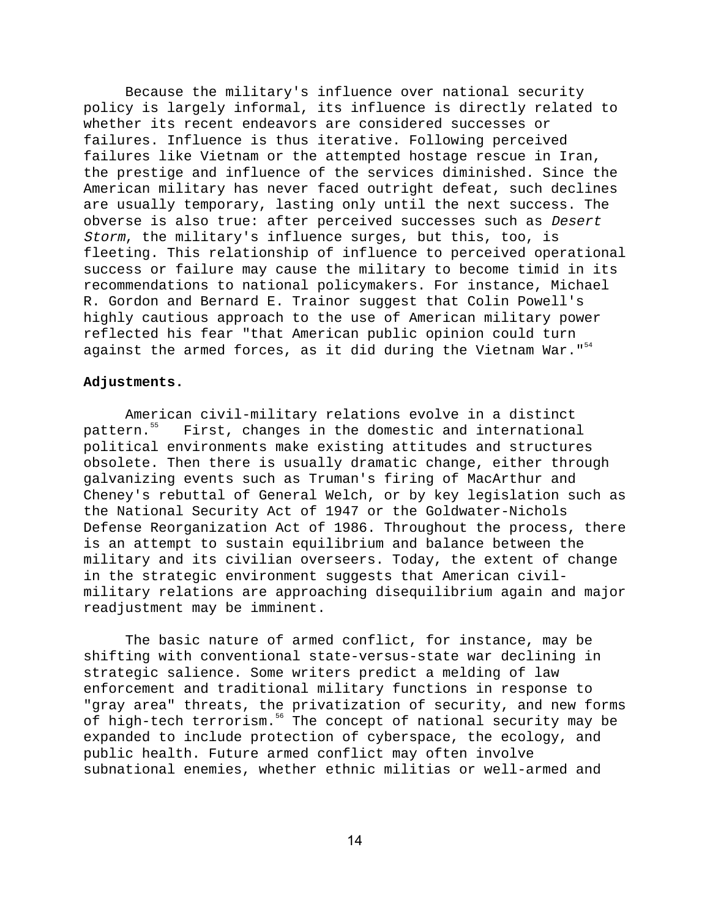Because the military's influence over national security policy is largely informal, its influence is directly related to whether its recent endeavors are considered successes or failures. Influence is thus iterative. Following perceived failures like Vietnam or the attempted hostage rescue in Iran, the prestige and influence of the services diminished. Since the American military has never faced outright defeat, such declines are usually temporary, lasting only until the next success. The obverse is also true: after perceived successes such as *Desert Storm*, the military's influence surges, but this, too, is fleeting. This relationship of influence to perceived operational success or failure may cause the military to become timid in its recommendations to national policymakers. For instance, Michael R. Gordon and Bernard E. Trainor suggest that Colin Powell's highly cautious approach to the use of American military power reflected his fear "that American public opinion could turn against the armed forces, as it did during the Vietnam War."[54]

**Adjustments.**

American civil-military relations evolve in a distinct pattern.[55] First, changes in the domestic and international political environments make existing attitudes and structures obsolete. Then there is usually dramatic change, either through galvanizing events such as Truman's firing of MacArthur and Cheney's rebuttal of General Welch, or by key legislation such as the National Security Act of 1947 or the Goldwater-Nichols Defense Reorganization Act of 1986. Throughout the process, there is an attempt to sustain equilibrium and balance between the military and its civilian overseers. Today, the extent of change in the strategic environment suggests that American civil-military relations are approaching disequilibrium again and major readjustment may be imminent.

The basic nature of armed conflict, for instance, may be shifting with conventional state-versus-state war declining in strategic salience. Some writers predict a melding of law enforcement and traditional military functions in response to "gray area" threats, the privatization of security, and new forms of high-tech terrorism.[56] The concept of national security may be expanded to include protection of cyberspace, the ecology, and public health. Future armed conflict may often involve subnational enemies, whether ethnic militias or well-armed and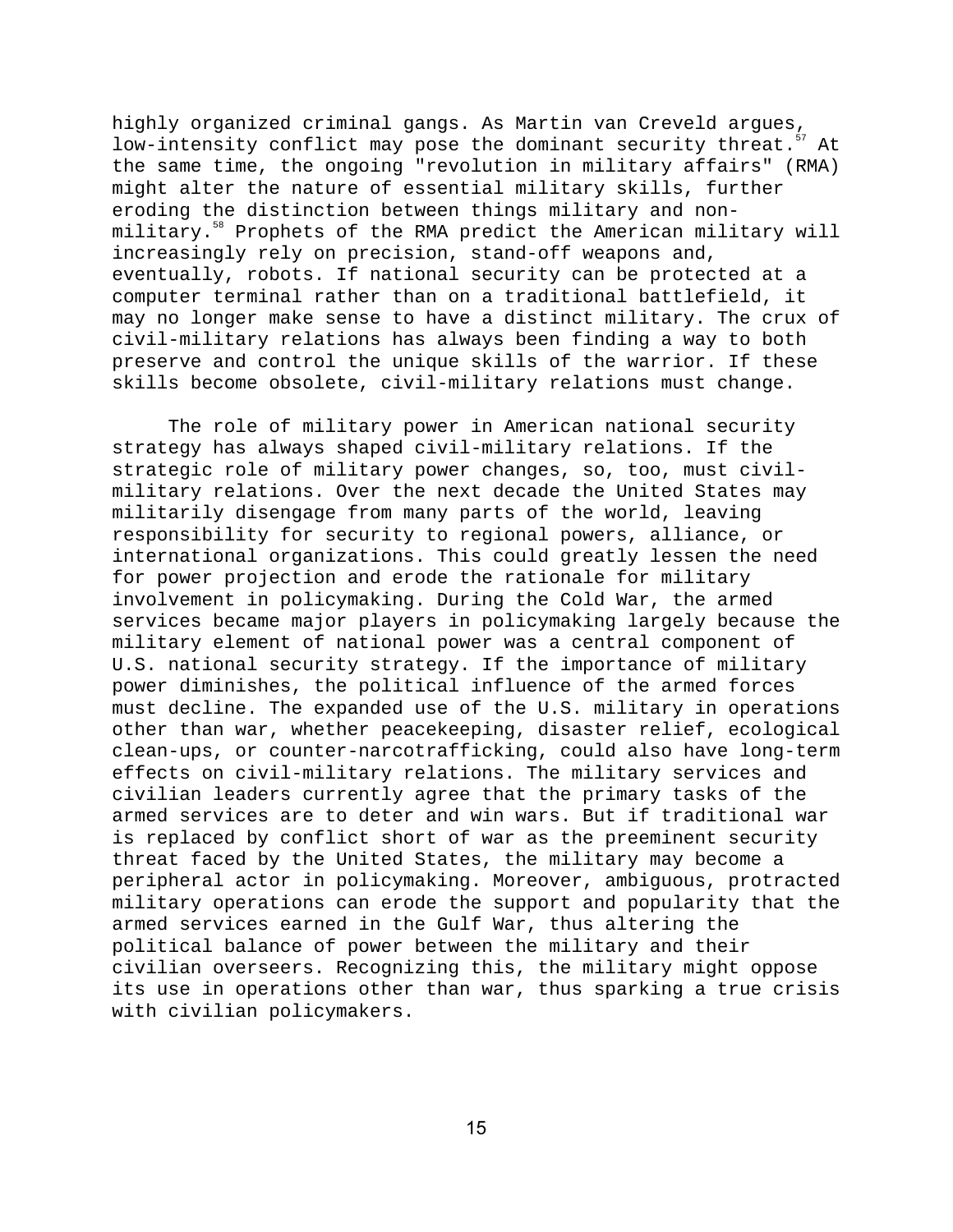highly organized criminal gangs. As Martin van Creveld argues, low-intensity conflict may pose the dominant security threat.[57] At the same time, the ongoing "revolution in military affairs" (RMA) might alter the nature of essential military skills, further eroding the distinction between things military and non-military.[58] Prophets of the RMA predict the American military will increasingly rely on precision, stand-off weapons and, eventually, robots. If national security can be protected at a computer terminal rather than on a traditional battlefield, it may no longer make sense to have a distinct military. The crux of civil-military relations has always been finding a way to both preserve and control the unique skills of the warrior. If these skills become obsolete, civil-military relations must change.

The role of military power in American national security strategy has always shaped civil-military relations. If the strategic role of military power changes, so, too, must civil-military relations. Over the next decade the United States may militarily disengage from many parts of the world, leaving responsibility for security to regional powers, alliance, or international organizations. This could greatly lessen the need for power projection and erode the rationale for military involvement in policymaking. During the Cold War, the armed services became major players in policymaking largely because the military element of national power was a central component of U.S. national security strategy. If the importance of military power diminishes, the political influence of the armed forces must decline. The expanded use of the U.S. military in operations other than war, whether peacekeeping, disaster relief, ecological clean-ups, or counter-narcotrafficking, could also have long-term effects on civil-military relations. The military services and civilian leaders currently agree that the primary tasks of the armed services are to deter and win wars. But if traditional war is replaced by conflict short of war as the preeminent security threat faced by the United States, the military may become a peripheral actor in policymaking. Moreover, ambiguous, protracted military operations can erode the support and popularity that the armed services earned in the Gulf War, thus altering the political balance of power between the military and their civilian overseers. Recognizing this, the military might oppose its use in operations other than war, thus sparking a true crisis with civilian policymakers.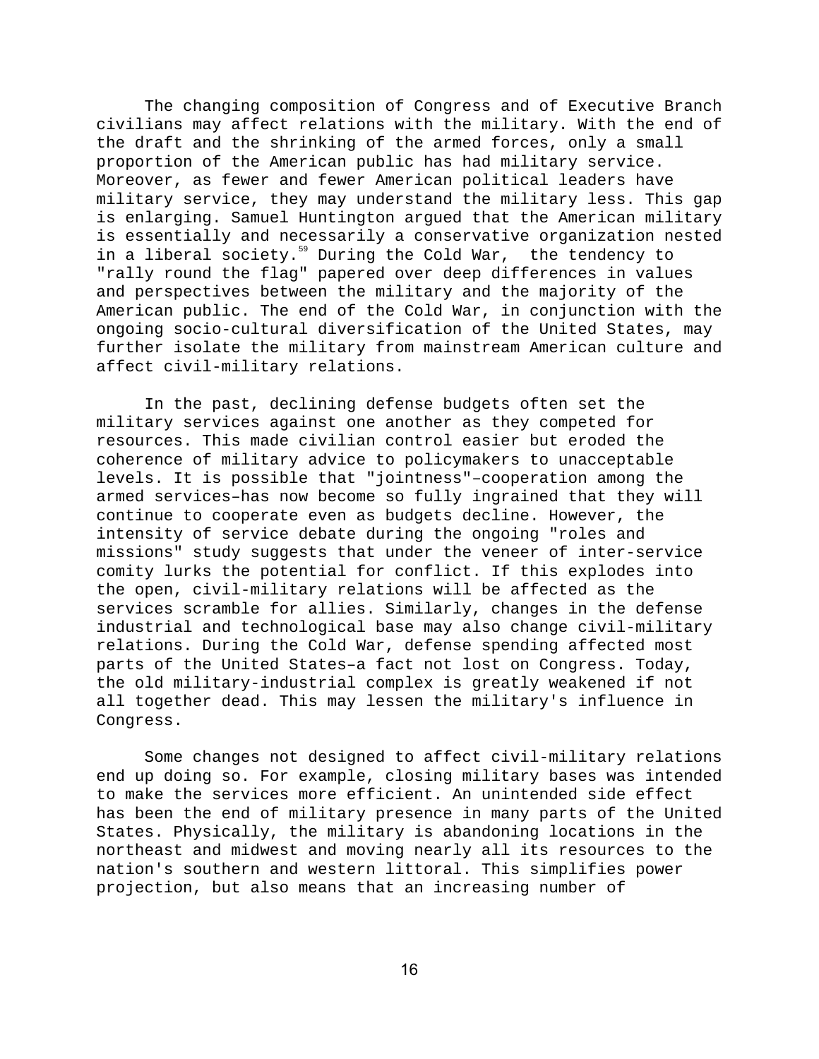The changing composition of Congress and of Executive Branch civilians may affect relations with the military. With the end of the draft and the shrinking of the armed forces, only a small proportion of the American public has had military service. Moreover, as fewer and fewer American political leaders have military service, they may understand the military less. This gap is enlarging. Samuel Huntington argued that the American military is essentially and necessarily a conservative organization nested in a liberal society.[59] During the Cold War, the tendency to "rally round the flag" papered over deep differences in values and perspectives between the military and the majority of the American public. The end of the Cold War, in conjunction with the ongoing socio-cultural diversification of the United States, may further isolate the military from mainstream American culture and affect civil-military relations.

In the past, declining defense budgets often set the military services against one another as they competed for resources. This made civilian control easier but eroded the coherence of military advice to policymakers to unacceptable levels. It is possible that "jointness"–cooperation among the armed services–has now become so fully ingrained that they will continue to cooperate even as budgets decline. However, the intensity of service debate during the ongoing "roles and missions" study suggests that under the veneer of inter-service comity lurks the potential for conflict. If this explodes into the open, civil-military relations will be affected as the services scramble for allies. Similarly, changes in the defense industrial and technological base may also change civil-military relations. During the Cold War, defense spending affected most parts of the United States–a fact not lost on Congress. Today, the old military-industrial complex is greatly weakened if not all together dead. This may lessen the military's influence in Congress.

Some changes not designed to affect civil-military relations end up doing so. For example, closing military bases was intended to make the services more efficient. An unintended side effect has been the end of military presence in many parts of the United States. Physically, the military is abandoning locations in the northeast and midwest and moving nearly all its resources to the nation's southern and western littoral. This simplifies power projection, but also means that an increasing number of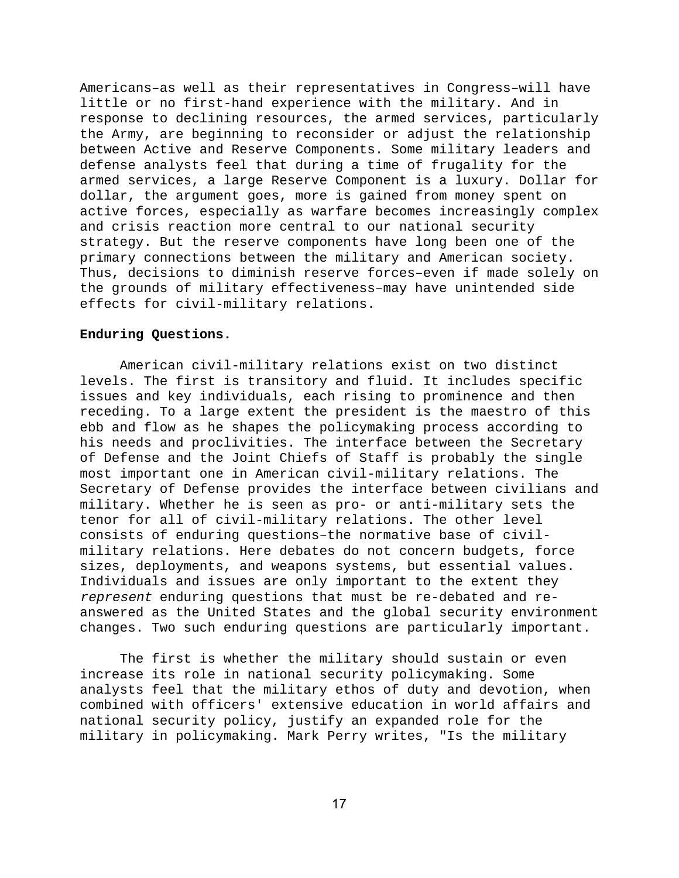Americans–as well as their representatives in Congress–will have little or no first-hand experience with the military. And in response to declining resources, the armed services, particularly the Army, are beginning to reconsider or adjust the relationship between Active and Reserve Components. Some military leaders and defense analysts feel that during a time of frugality for the armed services, a large Reserve Component is a luxury. Dollar for dollar, the argument goes, more is gained from money spent on active forces, especially as warfare becomes increasingly complex and crisis reaction more central to our national security strategy. But the reserve components have long been one of the primary connections between the military and American society. Thus, decisions to diminish reserve forces–even if made solely on the grounds of military effectiveness–may have unintended side effects for civil-military relations.

**Enduring Questions.**

American civil-military relations exist on two distinct levels. The first is transitory and fluid. It includes specific issues and key individuals, each rising to prominence and then receding. To a large extent the president is the maestro of this ebb and flow as he shapes the policymaking process according to his needs and proclivities. The interface between the Secretary of Defense and the Joint Chiefs of Staff is probably the single most important one in American civil-military relations. The Secretary of Defense provides the interface between civilians and military. Whether he is seen as pro- or anti-military sets the tenor for all of civil-military relations. The other level consists of enduring questions–the normative base of civil-military relations. Here debates do not concern budgets, force sizes, deployments, and weapons systems, but essential values. Individuals and issues are only important to the extent they *represent* enduring questions that must be re-debated and re-answered as the United States and the global security environment changes. Two such enduring questions are particularly important.

The first is whether the military should sustain or even increase its role in national security policymaking. Some analysts feel that the military ethos of duty and devotion, when combined with officers' extensive education in world affairs and national security policy, justify an expanded role for the military in policymaking. Mark Perry writes, "Is the military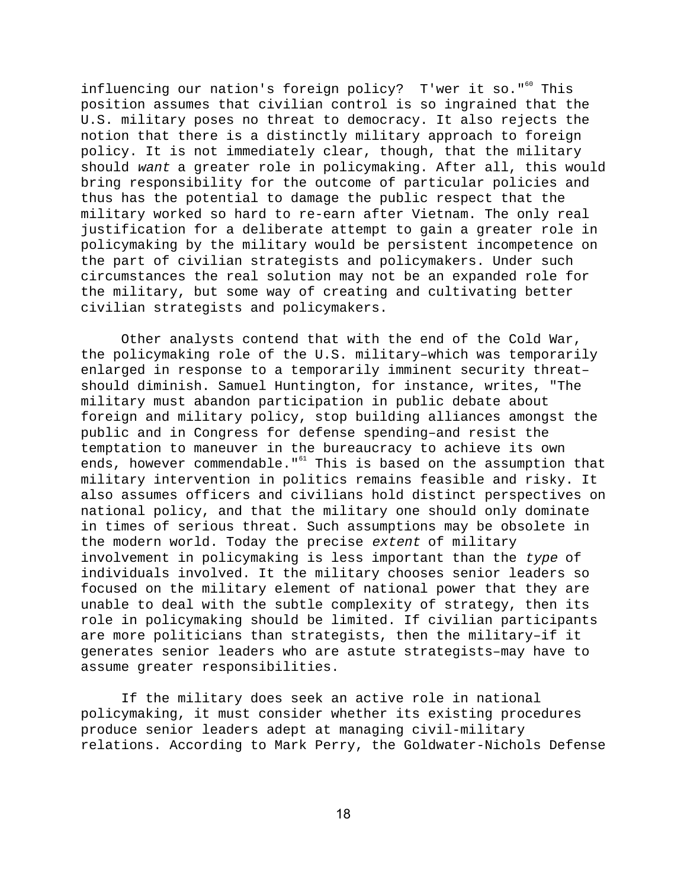influencing our nation's foreign policy? T'wer it so."[60] This position assumes that civilian control is so ingrained that the U.S. military poses no threat to democracy. It also rejects the notion that there is a distinctly military approach to foreign policy. It is not immediately clear, though, that the military should *want* a greater role in policymaking. After all, this would bring responsibility for the outcome of particular policies and thus has the potential to damage the public respect that the military worked so hard to re-earn after Vietnam. The only real justification for a deliberate attempt to gain a greater role in policymaking by the military would be persistent incompetence on the part of civilian strategists and policymakers. Under such circumstances the real solution may not be an expanded role for the military, but some way of creating and cultivating better civilian strategists and policymakers.

Other analysts contend that with the end of the Cold War, the policymaking role of the U.S. military–which was temporarily enlarged in response to a temporarily imminent security threat–should diminish. Samuel Huntington, for instance, writes, "The military must abandon participation in public debate about foreign and military policy, stop building alliances amongst the public and in Congress for defense spending–and resist the temptation to maneuver in the bureaucracy to achieve its own ends, however commendable."[61] This is based on the assumption that military intervention in politics remains feasible and risky. It also assumes officers and civilians hold distinct perspectives on national policy, and that the military one should only dominate in times of serious threat. Such assumptions may be obsolete in the modern world. Today the precise *extent* of military involvement in policymaking is less important than the *type* of individuals involved. It the military chooses senior leaders so focused on the military element of national power that they are unable to deal with the subtle complexity of strategy, then its role in policymaking should be limited. If civilian participants are more politicians than strategists, then the military–if it generates senior leaders who are astute strategists–may have to assume greater responsibilities.

If the military does seek an active role in national policymaking, it must consider whether its existing procedures produce senior leaders adept at managing civil-military relations. According to Mark Perry, the Goldwater-Nichols Defense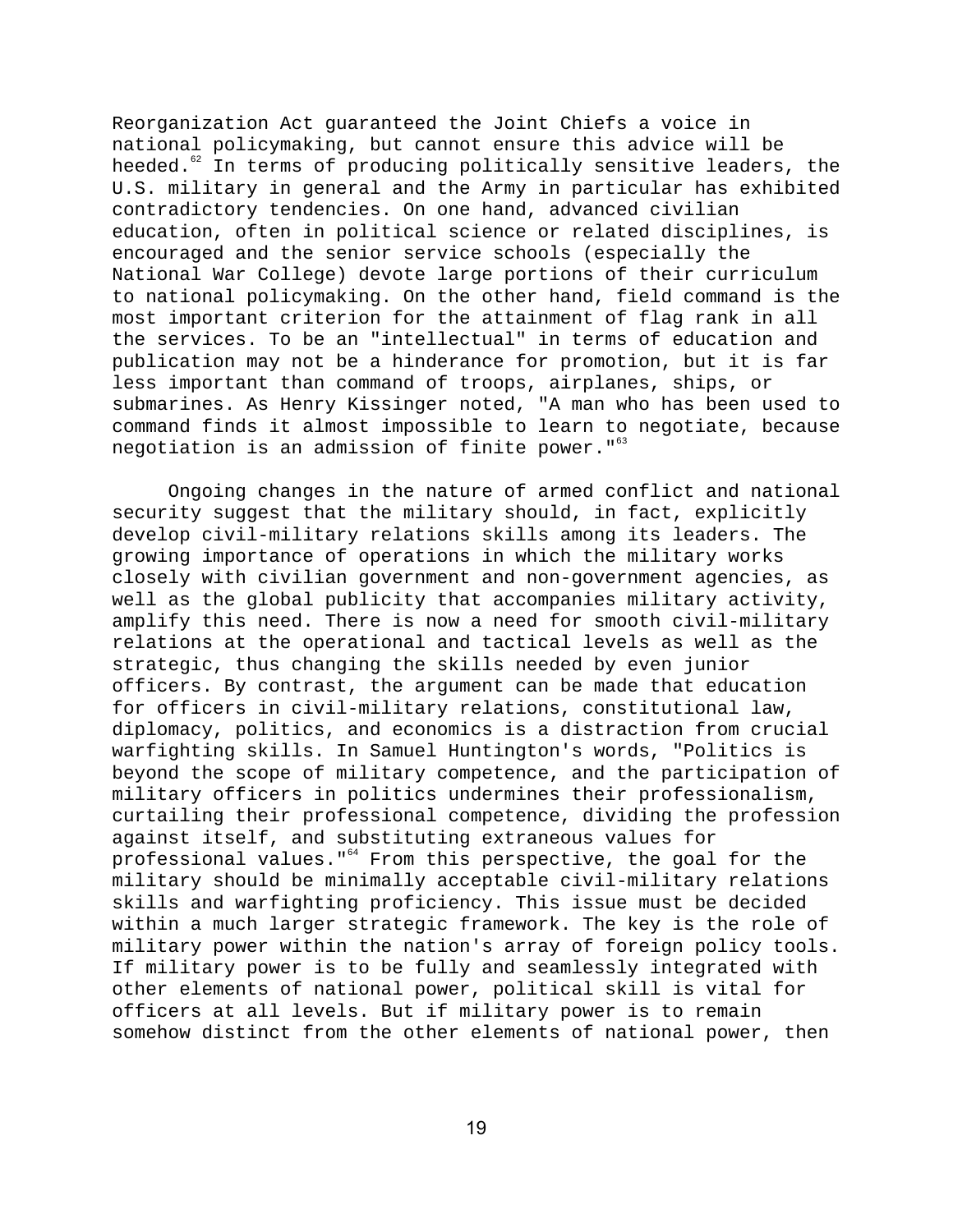Reorganization Act guaranteed the Joint Chiefs a voice in national policymaking, but cannot ensure this advice will be heeded.[62] In terms of producing politically sensitive leaders, the U.S. military in general and the Army in particular has exhibited contradictory tendencies. On one hand, advanced civilian education, often in political science or related disciplines, is encouraged and the senior service schools (especially the National War College) devote large portions of their curriculum to national policymaking. On the other hand, field command is the most important criterion for the attainment of flag rank in all the services. To be an "intellectual" in terms of education and publication may not be a hinderance for promotion, but it is far less important than command of troops, airplanes, ships, or submarines. As Henry Kissinger noted, "A man who has been used to command finds it almost impossible to learn to negotiate, because negotiation is an admission of finite power."[63]

Ongoing changes in the nature of armed conflict and national security suggest that the military should, in fact, explicitly develop civil-military relations skills among its leaders. The growing importance of operations in which the military works closely with civilian government and non-government agencies, as well as the global publicity that accompanies military activity, amplify this need. There is now a need for smooth civil-military relations at the operational and tactical levels as well as the strategic, thus changing the skills needed by even junior officers. By contrast, the argument can be made that education for officers in civil-military relations, constitutional law, diplomacy, politics, and economics is a distraction from crucial warfighting skills. In Samuel Huntington's words, "Politics is beyond the scope of military competence, and the participation of military officers in politics undermines their professionalism, curtailing their professional competence, dividing the profession against itself, and substituting extraneous values for professional values."[64] From this perspective, the goal for the military should be minimally acceptable civil-military relations skills and warfighting proficiency. This issue must be decided within a much larger strategic framework. The key is the role of military power within the nation's array of foreign policy tools. If military power is to be fully and seamlessly integrated with other elements of national power, political skill is vital for officers at all levels. But if military power is to remain somehow distinct from the other elements of national power, then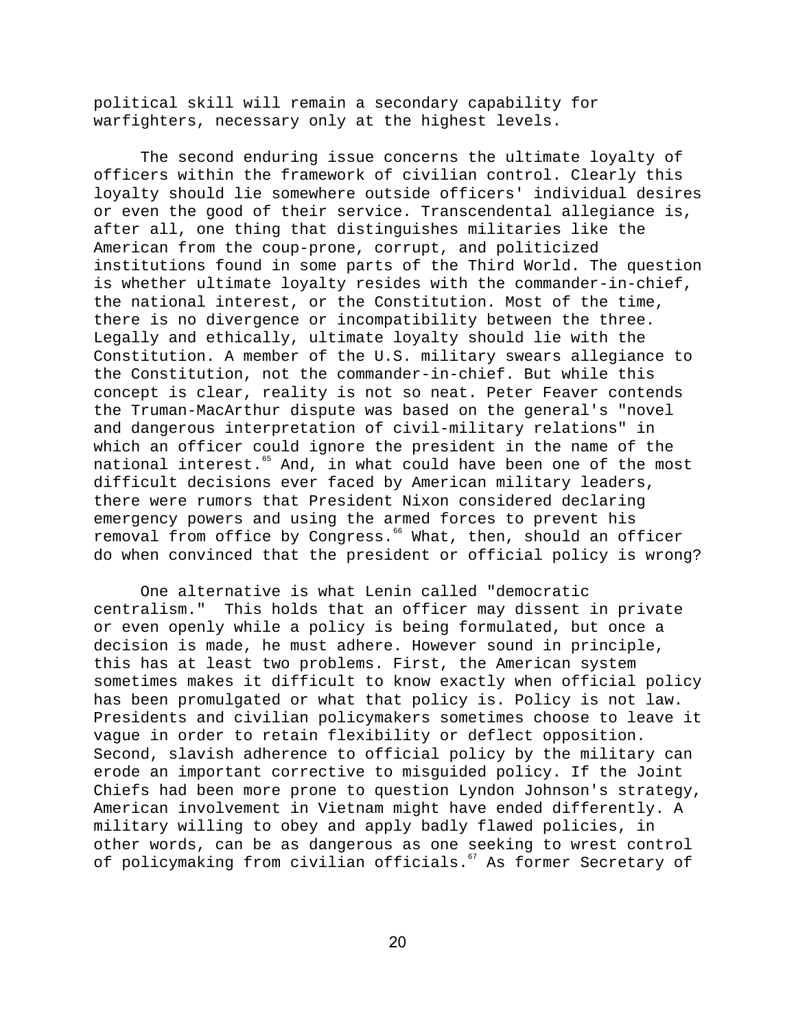political skill will remain a secondary capability for warfighters, necessary only at the highest levels.

The second enduring issue concerns the ultimate loyalty of officers within the framework of civilian control. Clearly this loyalty should lie somewhere outside officers' individual desires or even the good of their service. Transcendental allegiance is, after all, one thing that distinguishes militaries like the American from the coup-prone, corrupt, and politicized institutions found in some parts of the Third World. The question is whether ultimate loyalty resides with the commander-in-chief, the national interest, or the Constitution. Most of the time, there is no divergence or incompatibility between the three. Legally and ethically, ultimate loyalty should lie with the Constitution. A member of the U.S. military swears allegiance to the Constitution, not the commander-in-chief. But while this concept is clear, reality is not so neat. Peter Feaver contends the Truman-MacArthur dispute was based on the general's "novel and dangerous interpretation of civil-military relations" in which an officer could ignore the president in the name of the national interest.[65] And, in what could have been one of the most difficult decisions ever faced by American military leaders, there were rumors that President Nixon considered declaring emergency powers and using the armed forces to prevent his removal from office by Congress.[66] What, then, should an officer do when convinced that the president or official policy is wrong?

One alternative is what Lenin called "democratic centralism." This holds that an officer may dissent in private or even openly while a policy is being formulated, but once a decision is made, he must adhere. However sound in principle, this has at least two problems. First, the American system sometimes makes it difficult to know exactly when official policy has been promulgated or what that policy is. Policy is not law. Presidents and civilian policymakers sometimes choose to leave it vague in order to retain flexibility or deflect opposition. Second, slavish adherence to official policy by the military can erode an important corrective to misguided policy. If the Joint Chiefs had been more prone to question Lyndon Johnson's strategy, American involvement in Vietnam might have ended differently. A military willing to obey and apply badly flawed policies, in other words, can be as dangerous as one seeking to wrest control of policymaking from civilian officials.[67] As former Secretary of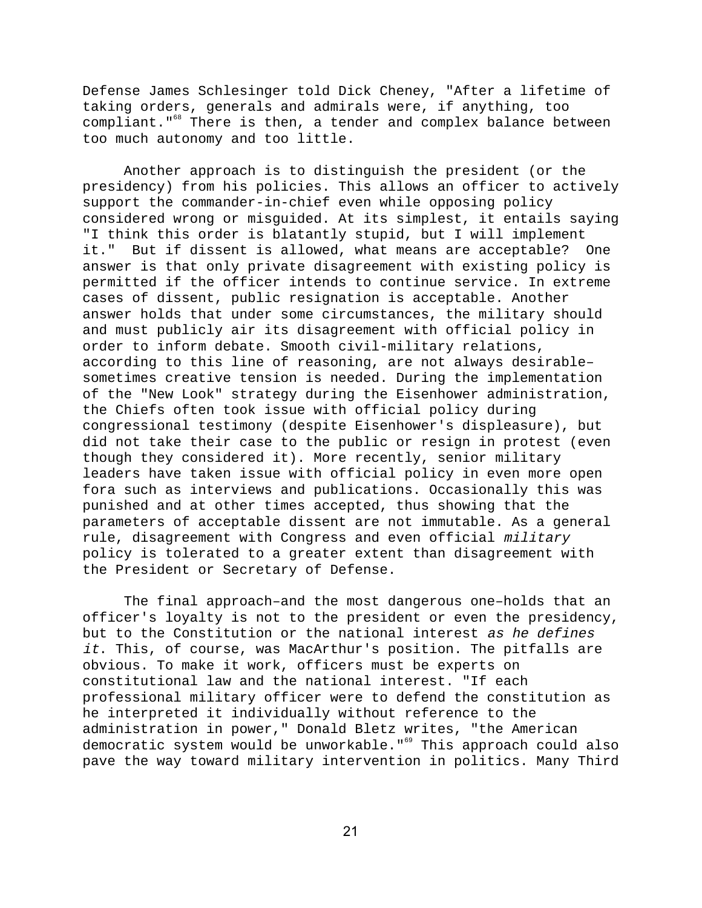Defense James Schlesinger told Dick Cheney, "After a lifetime of taking orders, generals and admirals were, if anything, too compliant."[68] There is then, a tender and complex balance between too much autonomy and too little.

Another approach is to distinguish the president (or the presidency) from his policies. This allows an officer to actively support the commander-in-chief even while opposing policy considered wrong or misguided. At its simplest, it entails saying "I think this order is blatantly stupid, but I will implement it." But if dissent is allowed, what means are acceptable? One answer is that only private disagreement with existing policy is permitted if the officer intends to continue service. In extreme cases of dissent, public resignation is acceptable. Another answer holds that under some circumstances, the military should and must publicly air its disagreement with official policy in order to inform debate. Smooth civil-military relations, according to this line of reasoning, are not always desirable–sometimes creative tension is needed. During the implementation of the "New Look" strategy during the Eisenhower administration, the Chiefs often took issue with official policy during congressional testimony (despite Eisenhower's displeasure), but did not take their case to the public or resign in protest (even though they considered it). More recently, senior military leaders have taken issue with official policy in even more open fora such as interviews and publications. Occasionally this was punished and at other times accepted, thus showing that the parameters of acceptable dissent are not immutable. As a general rule, disagreement with Congress and even official *military* policy is tolerated to a greater extent than disagreement with the President or Secretary of Defense.

The final approach–and the most dangerous one–holds that an officer's loyalty is not to the president or even the presidency, but to the Constitution or the national interest *as he defines it*. This, of course, was MacArthur's position. The pitfalls are obvious. To make it work, officers must be experts on constitutional law and the national interest. "If each professional military officer were to defend the constitution as he interpreted it individually without reference to the administration in power," Donald Bletz writes, "the American democratic system would be unworkable."[69] This approach could also pave the way toward military intervention in politics. Many Third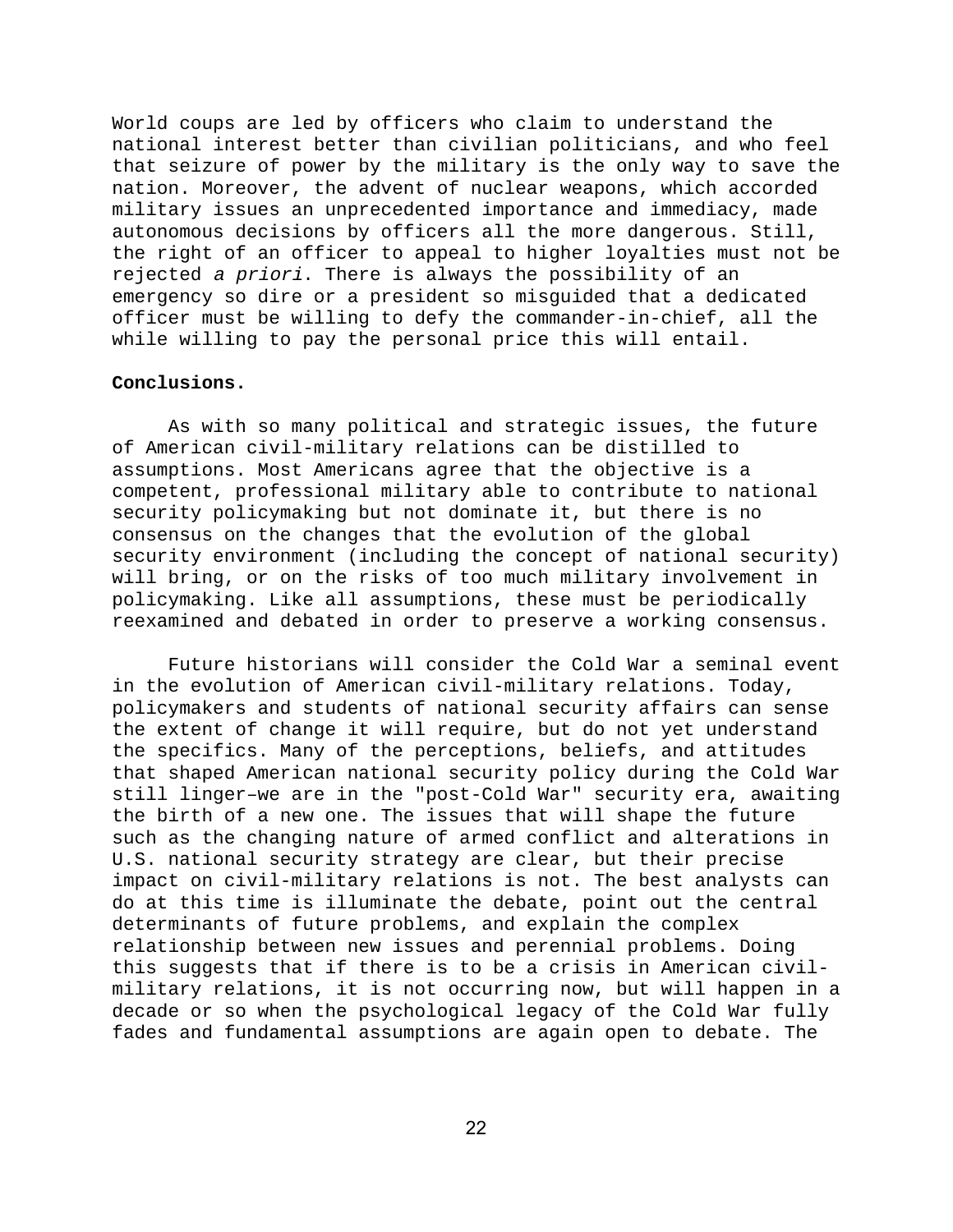World coups are led by officers who claim to understand the national interest better than civilian politicians, and who feel that seizure of power by the military is the only way to save the nation. Moreover, the advent of nuclear weapons, which accorded military issues an unprecedented importance and immediacy, made autonomous decisions by officers all the more dangerous. Still, the right of an officer to appeal to higher loyalties must not be rejected *a priori*. There is always the possibility of an emergency so dire or a president so misguided that a dedicated officer must be willing to defy the commander-in-chief, all the while willing to pay the personal price this will entail.

**Conclusions.**

As with so many political and strategic issues, the future of American civil-military relations can be distilled to assumptions. Most Americans agree that the objective is a competent, professional military able to contribute to national security policymaking but not dominate it, but there is no consensus on the changes that the evolution of the global security environment (including the concept of national security) will bring, or on the risks of too much military involvement in policymaking. Like all assumptions, these must be periodically reexamined and debated in order to preserve a working consensus.

Future historians will consider the Cold War a seminal event in the evolution of American civil-military relations. Today, policymakers and students of national security affairs can sense the extent of change it will require, but do not yet understand the specifics. Many of the perceptions, beliefs, and attitudes that shaped American national security policy during the Cold War still linger–we are in the "post-Cold War" security era, awaiting the birth of a new one. The issues that will shape the future such as the changing nature of armed conflict and alterations in U.S. national security strategy are clear, but their precise impact on civil-military relations is not. The best analysts can do at this time is illuminate the debate, point out the central determinants of future problems, and explain the complex relationship between new issues and perennial problems. Doing this suggests that if there is to be a crisis in American civil-military relations, it is not occurring now, but will happen in a decade or so when the psychological legacy of the Cold War fully fades and fundamental assumptions are again open to debate. The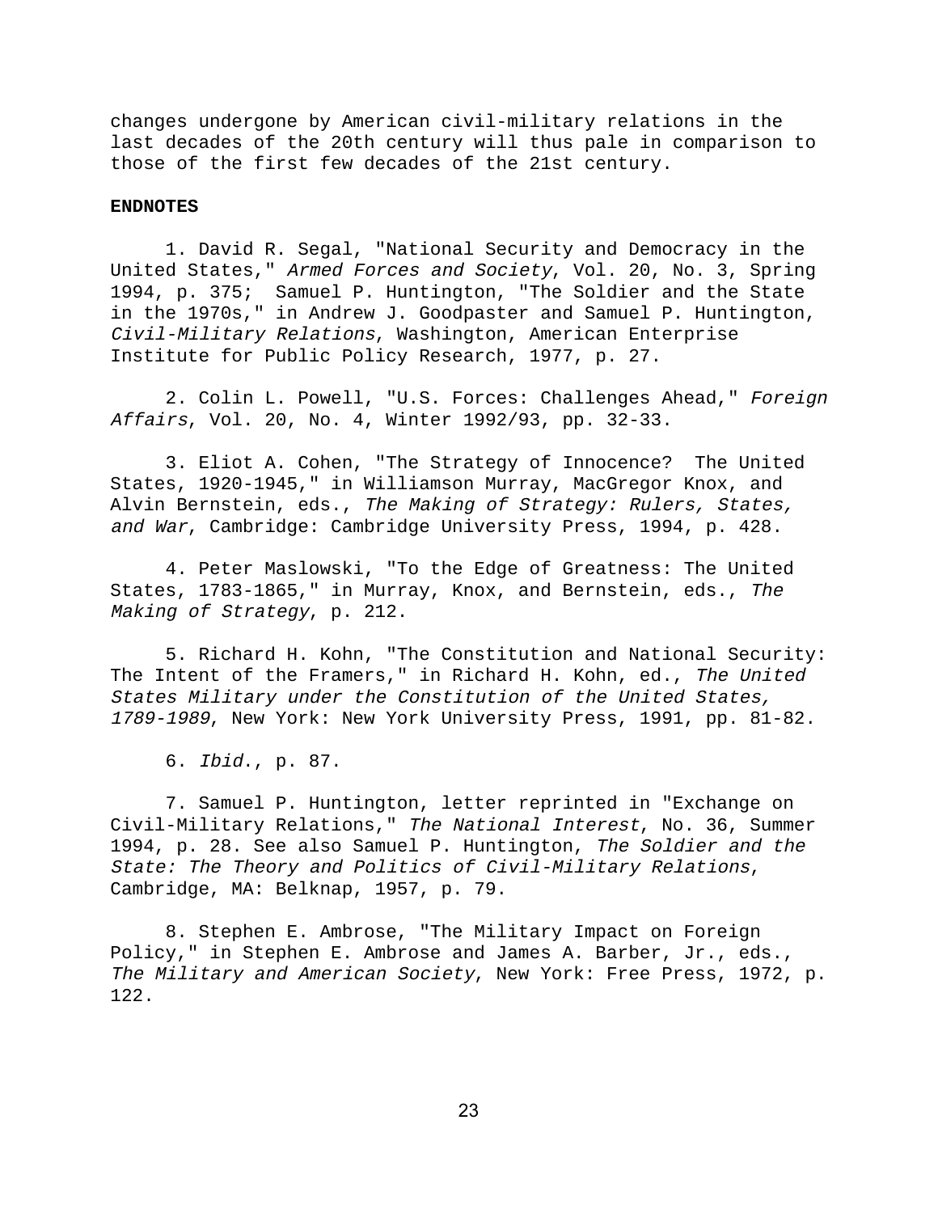changes undergone by American civil-military relations in the last decades of the 20th century will thus pale in comparison to those of the first few decades of the 21st century.

**ENDNOTES**

1. David R. Segal, "National Security and Democracy in the United States," *Armed Forces and Society*, Vol. 20, No. 3, Spring 1994, p. 375; Samuel P. Huntington, "The Soldier and the State in the 1970s," in Andrew J. Goodpaster and Samuel P. Huntington, *Civil-Military Relations*, Washington, American Enterprise Institute for Public Policy Research, 1977, p. 27.

2. Colin L. Powell, "U.S. Forces: Challenges Ahead," *Foreign Affairs*, Vol. 20, No. 4, Winter 1992/93, pp. 32-33.

3. Eliot A. Cohen, "The Strategy of Innocence? The United States, 1920-1945," in Williamson Murray, MacGregor Knox, and Alvin Bernstein, eds., *The Making of Strategy: Rulers, States, and War*, Cambridge: Cambridge University Press, 1994, p. 428.

4. Peter Maslowski, "To the Edge of Greatness: The United States, 1783-1865," in Murray, Knox, and Bernstein, eds., *The Making of Strategy*, p. 212.

5. Richard H. Kohn, "The Constitution and National Security: The Intent of the Framers," in Richard H. Kohn, ed., *The United States Military under the Constitution of the United States, 1789-1989*, New York: New York University Press, 1991, pp. 81-82.

6. *Ibid*., p. 87.

7. Samuel P. Huntington, letter reprinted in "Exchange on Civil-Military Relations," *The National Interest*, No. 36, Summer 1994, p. 28. See also Samuel P. Huntington, *The Soldier and the State: The Theory and Politics of Civil-Military Relations*, Cambridge, MA: Belknap, 1957, p. 79.

8. Stephen E. Ambrose, "The Military Impact on Foreign Policy," in Stephen E. Ambrose and James A. Barber, Jr., eds., *The Military and American Society*, New York: Free Press, 1972, p. 122.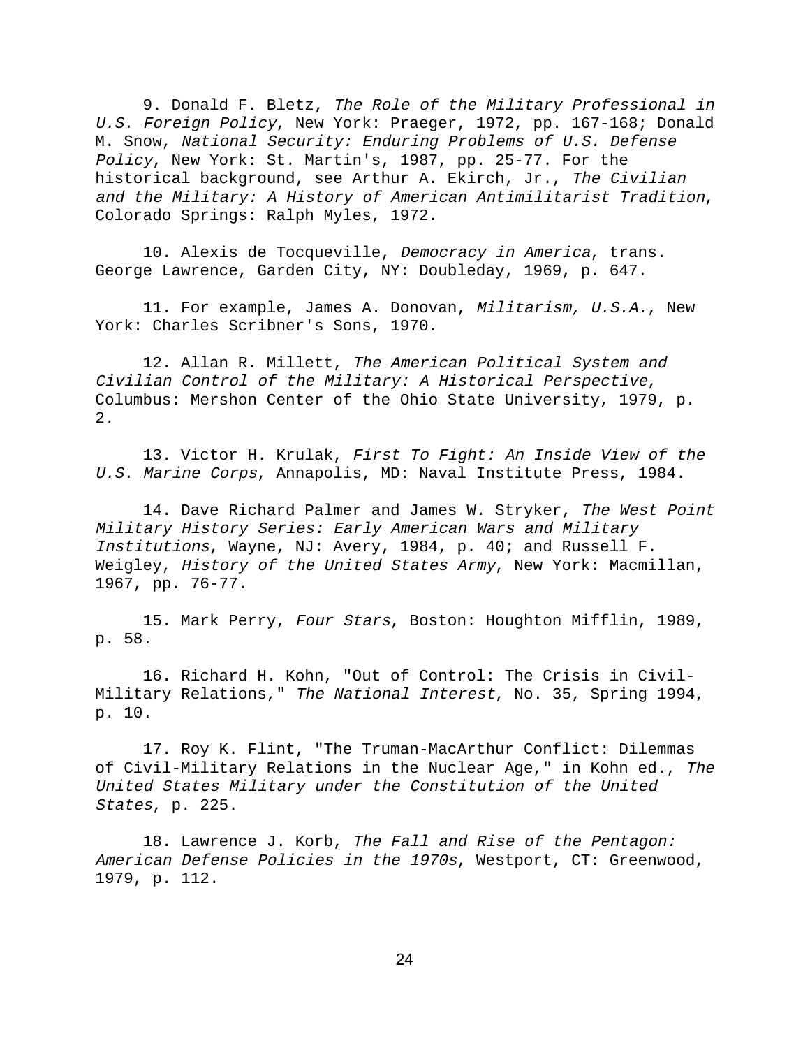9. Donald F. Bletz, *The Role of the Military Professional in U.S. Foreign Policy*, New York: Praeger, 1972, pp. 167-168; Donald M. Snow, *National Security: Enduring Problems of U.S. Defense Policy*, New York: St. Martin's, 1987, pp. 25-77. For the historical background, see Arthur A. Ekirch, Jr., *The Civilian and the Military: A History of American Antimilitarist Tradition*, Colorado Springs: Ralph Myles, 1972.

10. Alexis de Tocqueville, *Democracy in America*, trans. George Lawrence, Garden City, NY: Doubleday, 1969, p. 647.

11. For example, James A. Donovan, *Militarism, U.S.A.*, New York: Charles Scribner's Sons, 1970.

12. Allan R. Millett, *The American Political System and Civilian Control of the Military: A Historical Perspective*, Columbus: Mershon Center of the Ohio State University, 1979, p. 2.

13. Victor H. Krulak, *First To Fight: An Inside View of the U.S. Marine Corps*, Annapolis, MD: Naval Institute Press, 1984.

14. Dave Richard Palmer and James W. Stryker, *The West Point Military History Series: Early American Wars and Military Institutions*, Wayne, NJ: Avery, 1984, p. 40; and Russell F. Weigley, *History of the United States Army*, New York: Macmillan, 1967, pp. 76-77.

15. Mark Perry, *Four Stars*, Boston: Houghton Mifflin, 1989, p. 58.

16. Richard H. Kohn, "Out of Control: The Crisis in Civil-Military Relations," *The National Interest*, No. 35, Spring 1994, p. 10.

17. Roy K. Flint, "The Truman-MacArthur Conflict: Dilemmas of Civil-Military Relations in the Nuclear Age," in Kohn ed., *The United States Military under the Constitution of the United States*, p. 225.

18. Lawrence J. Korb, *The Fall and Rise of the Pentagon: American Defense Policies in the 1970s*, Westport, CT: Greenwood, 1979, p. 112.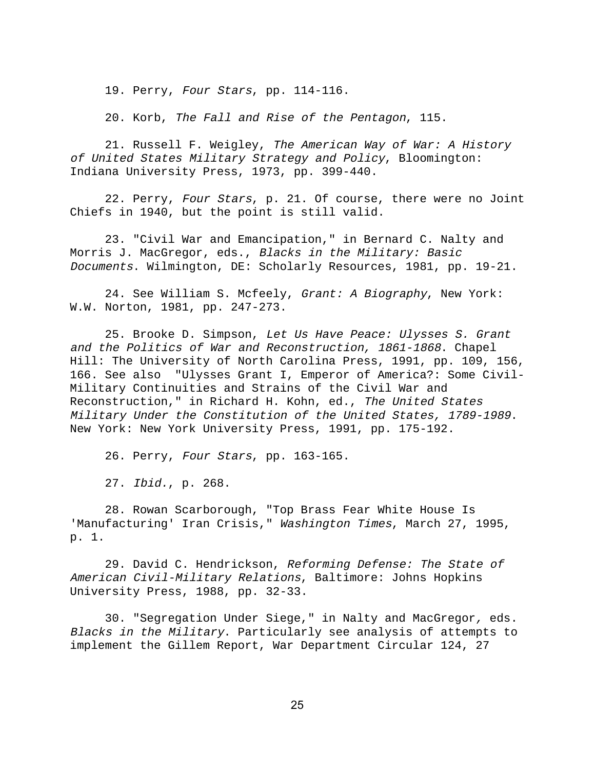19. Perry, *Four Stars*, pp. 114-116.

20. Korb, *The Fall and Rise of the Pentagon*, 115.

21. Russell F. Weigley, *The American Way of War: A History of United States Military Strategy and Policy*, Bloomington: Indiana University Press, 1973, pp. 399-440.

22. Perry, *Four Stars*, p. 21. Of course, there were no Joint Chiefs in 1940, but the point is still valid.

23. "Civil War and Emancipation," in Bernard C. Nalty and Morris J. MacGregor, eds., *Blacks in the Military: Basic Documents*. Wilmington, DE: Scholarly Resources, 1981, pp. 19-21.

24. See William S. Mcfeely, *Grant: A Biography*, New York: W.W. Norton, 1981, pp. 247-273.

25. Brooke D. Simpson, *Let Us Have Peace: Ulysses S. Grant and the Politics of War and Reconstruction, 1861-1868*. Chapel Hill: The University of North Carolina Press, 1991, pp. 109, 156, 166. See also "Ulysses Grant I, Emperor of America?: Some Civil-Military Continuities and Strains of the Civil War and Reconstruction," in Richard H. Kohn, ed., *The United States Military Under the Constitution of the United States, 1789-1989*. New York: New York University Press, 1991, pp. 175-192.

26. Perry, *Four Stars*, pp. 163-165.

27. *Ibid.*, p. 268.

28. Rowan Scarborough, "Top Brass Fear White House Is 'Manufacturing' Iran Crisis," *Washington Times*, March 27, 1995, p. 1.

29. David C. Hendrickson, *Reforming Defense: The State of American Civil-Military Relations*, Baltimore: Johns Hopkins University Press, 1988, pp. 32-33.

30. "Segregation Under Siege," in Nalty and MacGregor, eds. *Blacks in the Military*. Particularly see analysis of attempts to implement the Gillem Report, War Department Circular 124, 27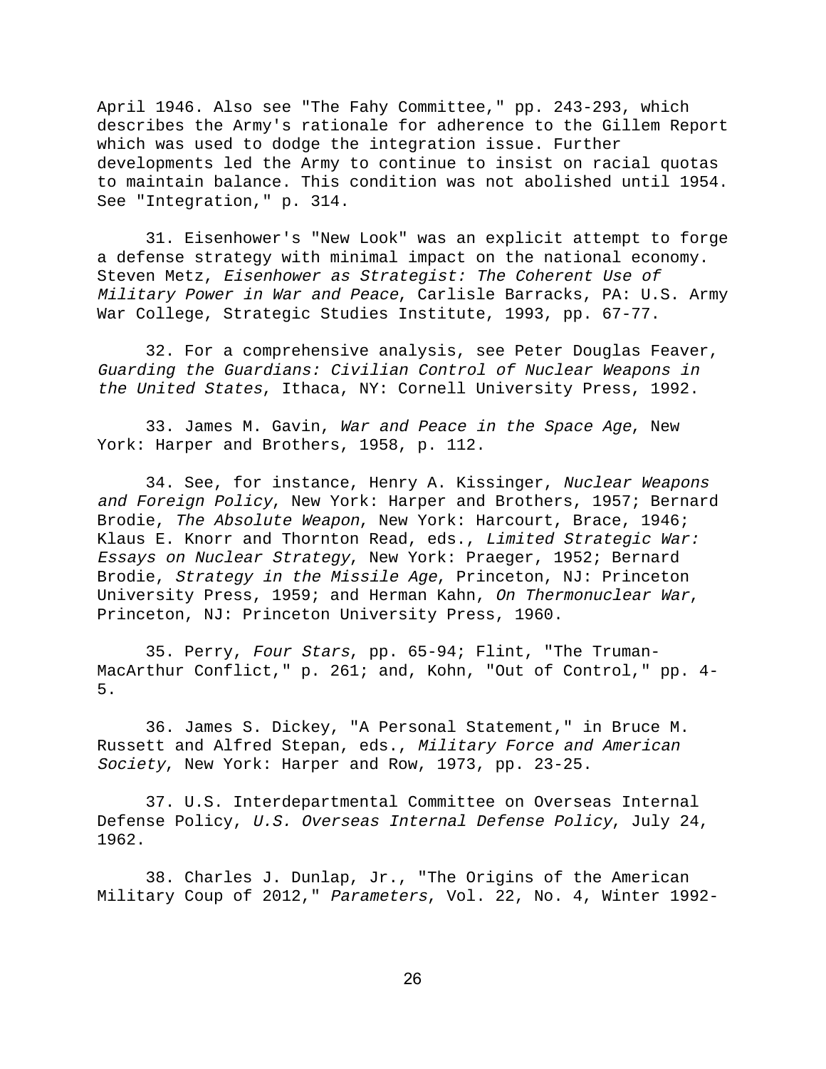April 1946. Also see "The Fahy Committee," pp. 243-293, which describes the Army's rationale for adherence to the Gillem Report which was used to dodge the integration issue. Further developments led the Army to continue to insist on racial quotas to maintain balance. This condition was not abolished until 1954. See "Integration," p. 314.

31. Eisenhower's "New Look" was an explicit attempt to forge a defense strategy with minimal impact on the national economy. Steven Metz, *Eisenhower as Strategist: The Coherent Use of Military Power in War and Peace*, Carlisle Barracks, PA: U.S. Army War College, Strategic Studies Institute, 1993, pp. 67-77.

32. For a comprehensive analysis, see Peter Douglas Feaver, *Guarding the Guardians: Civilian Control of Nuclear Weapons in the United States*, Ithaca, NY: Cornell University Press, 1992.

33. James M. Gavin, *War and Peace in the Space Age*, New York: Harper and Brothers, 1958, p. 112.

34. See, for instance, Henry A. Kissinger, *Nuclear Weapons and Foreign Policy*, New York: Harper and Brothers, 1957; Bernard Brodie, *The Absolute Weapon*, New York: Harcourt, Brace, 1946; Klaus E. Knorr and Thornton Read, eds., *Limited Strategic War: Essays on Nuclear Strategy*, New York: Praeger, 1952; Bernard Brodie, *Strategy in the Missile Age*, Princeton, NJ: Princeton University Press, 1959; and Herman Kahn, *On Thermonuclear War*, Princeton, NJ: Princeton University Press, 1960.

35. Perry, *Four Stars*, pp. 65-94; Flint, "The Truman-MacArthur Conflict," p. 261; and, Kohn, "Out of Control," pp. 4-5.

36. James S. Dickey, "A Personal Statement," in Bruce M. Russett and Alfred Stepan, eds., *Military Force and American Society*, New York: Harper and Row, 1973, pp. 23-25.

37. U.S. Interdepartmental Committee on Overseas Internal Defense Policy, *U.S. Overseas Internal Defense Policy*, July 24, 1962.

38. Charles J. Dunlap, Jr., "The Origins of the American Military Coup of 2012," *Parameters*, Vol. 22, No. 4, Winter 1992-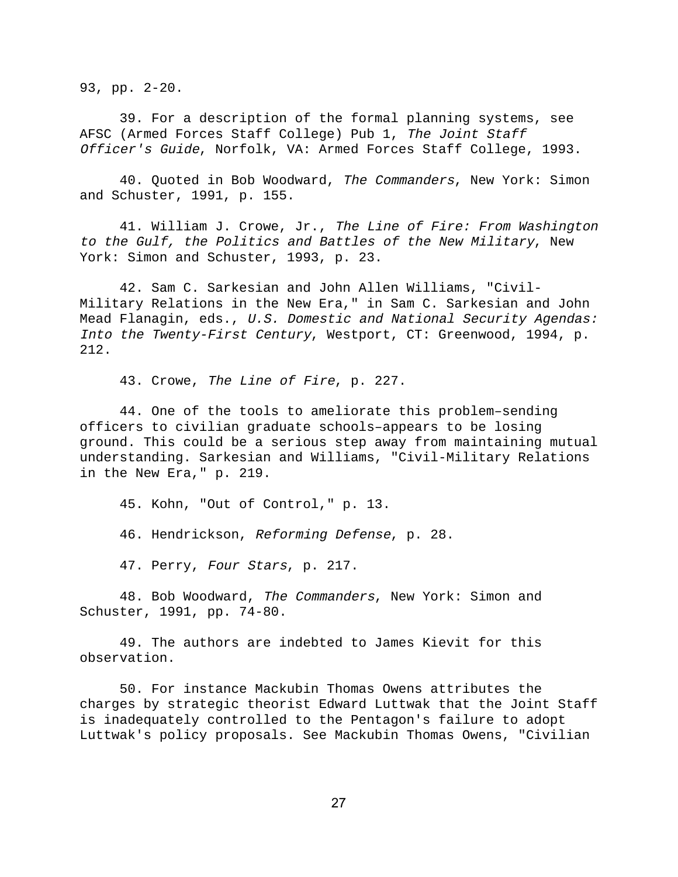93, pp. 2-20.

39. For a description of the formal planning systems, see AFSC (Armed Forces Staff College) Pub 1, *The Joint Staff Officer's Guide*, Norfolk, VA: Armed Forces Staff College, 1993.

40. Quoted in Bob Woodward, *The Commanders*, New York: Simon and Schuster, 1991, p. 155.

41. William J. Crowe, Jr., *The Line of Fire: From Washington to the Gulf, the Politics and Battles of the New Military*, New York: Simon and Schuster, 1993, p. 23.

42. Sam C. Sarkesian and John Allen Williams, "Civil-Military Relations in the New Era," in Sam C. Sarkesian and John Mead Flanagin, eds., *U.S. Domestic and National Security Agendas: Into the Twenty-First Century*, Westport, CT: Greenwood, 1994, p. 212.

43. Crowe, *The Line of Fire*, p. 227.

44. One of the tools to ameliorate this problem–sending officers to civilian graduate schools–appears to be losing ground. This could be a serious step away from maintaining mutual understanding. Sarkesian and Williams, "Civil-Military Relations in the New Era," p. 219.

45. Kohn, "Out of Control," p. 13.

46. Hendrickson, *Reforming Defense*, p. 28.

47. Perry, *Four Stars*, p. 217.

48. Bob Woodward, *The Commanders*, New York: Simon and Schuster, 1991, pp. 74-80.

49. The authors are indebted to James Kievit for this observation.

50. For instance Mackubin Thomas Owens attributes the charges by strategic theorist Edward Luttwak that the Joint Staff is inadequately controlled to the Pentagon's failure to adopt Luttwak's policy proposals. See Mackubin Thomas Owens, "Civilian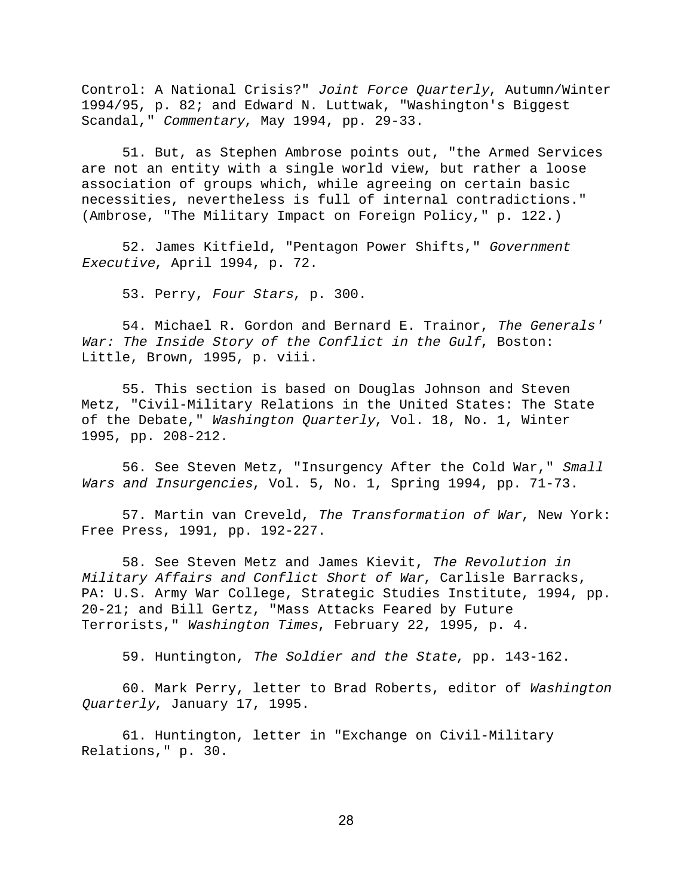Control: A National Crisis?" *Joint Force Quarterly*, Autumn/Winter 1994/95, p. 82; and Edward N. Luttwak, "Washington's Biggest Scandal," *Commentary*, May 1994, pp. 29-33.

51. But, as Stephen Ambrose points out, "the Armed Services are not an entity with a single world view, but rather a loose association of groups which, while agreeing on certain basic necessities, nevertheless is full of internal contradictions." (Ambrose, "The Military Impact on Foreign Policy," p. 122.)

52. James Kitfield, "Pentagon Power Shifts," *Government Executive*, April 1994, p. 72.

53. Perry, *Four Stars*, p. 300.

54. Michael R. Gordon and Bernard E. Trainor, *The Generals' War: The Inside Story of the Conflict in the Gulf*, Boston: Little, Brown, 1995, p. viii.

55. This section is based on Douglas Johnson and Steven Metz, "Civil-Military Relations in the United States: The State of the Debate," *Washington Quarterly*, Vol. 18, No. 1, Winter 1995, pp. 208-212.

56. See Steven Metz, "Insurgency After the Cold War," *Small Wars and Insurgencies*, Vol. 5, No. 1, Spring 1994, pp. 71-73.

57. Martin van Creveld, *The Transformation of War*, New York: Free Press, 1991, pp. 192-227.

58. See Steven Metz and James Kievit, *The Revolution in Military Affairs and Conflict Short of War*, Carlisle Barracks, PA: U.S. Army War College, Strategic Studies Institute, 1994, pp. 20-21; and Bill Gertz, "Mass Attacks Feared by Future Terrorists," *Washington Times*, February 22, 1995, p. 4.

59. Huntington, *The Soldier and the State*, pp. 143-162.

60. Mark Perry, letter to Brad Roberts, editor of *Washington Quarterly*, January 17, 1995.

61. Huntington, letter in "Exchange on Civil-Military Relations," p. 30.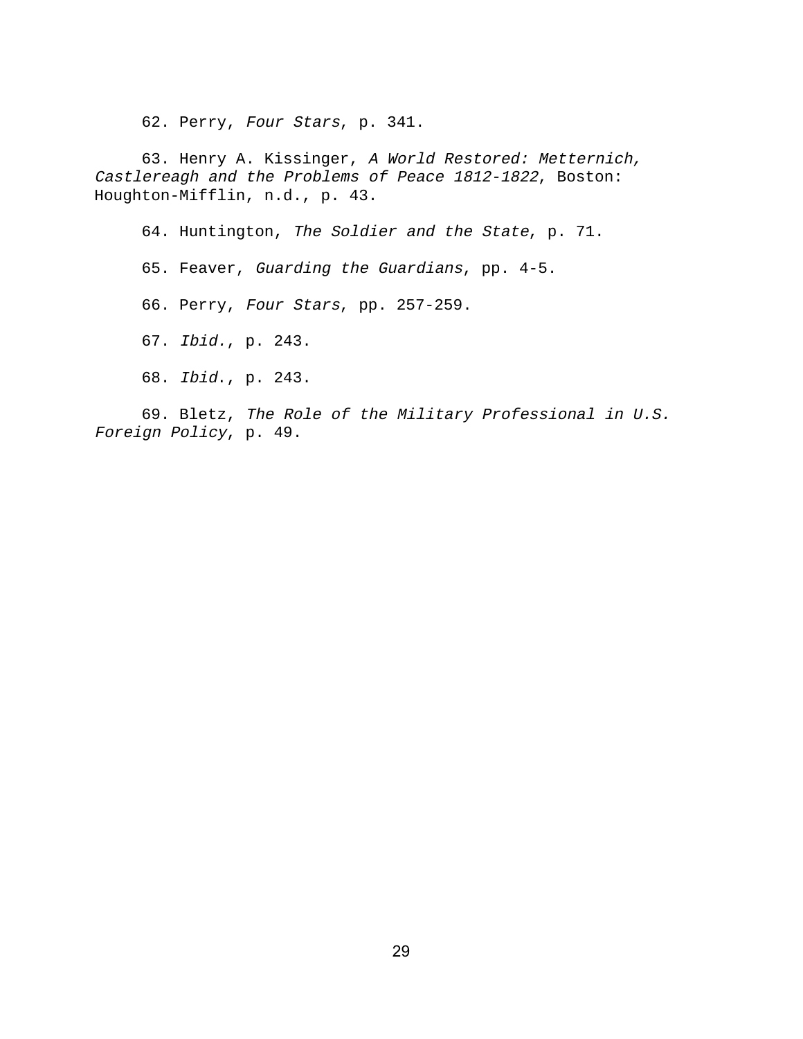62. Perry, *Four Stars*, p. 341.

63. Henry A. Kissinger, *A World Restored: Metternich, Castlereagh and the Problems of Peace 1812-1822*, Boston: Houghton-Mifflin, n.d., p. 43.

64. Huntington, *The Soldier and the State*, p. 71.

65. Feaver, *Guarding the Guardians*, pp. 4-5.

66. Perry, *Four Stars*, pp. 257-259.

67. *Ibid.*, p. 243.

68. *Ibid*., p. 243.

69. Bletz, *The Role of the Military Professional in U.S. Foreign Policy*, p. 49.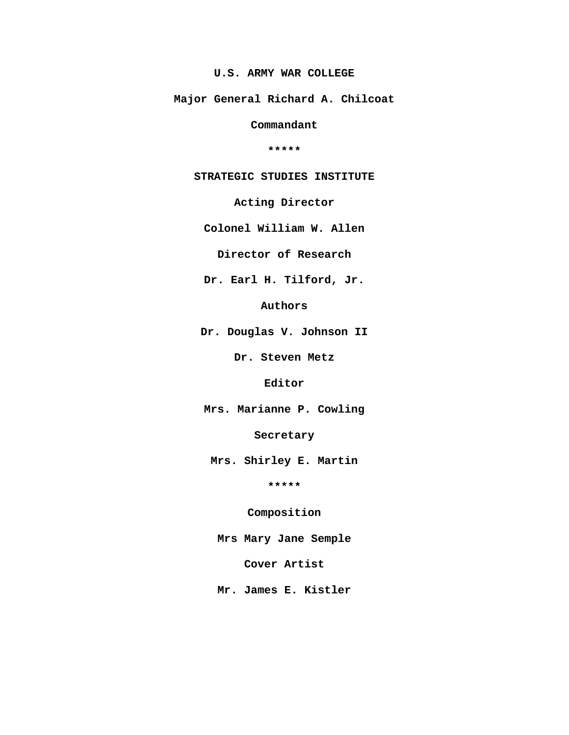**U.S. ARMY WAR COLLEGE**

**Major General Richard A. Chilcoat**

**Commandant**

**\*\*\*\*\***

**STRATEGIC STUDIES INSTITUTE**

**Acting Director**

**Colonel William W. Allen**

**Director of Research**

**Dr. Earl H. Tilford, Jr.**

**Authors**

**Dr. Douglas V. Johnson II**

**Dr. Steven Metz**

**Editor**

**Mrs. Marianne P. Cowling**

**Secretary**

**Mrs. Shirley E. Martin**

**\*\*\*\*\***

**Composition**

**Mrs Mary Jane Semple**

**Cover Artist**

**Mr. James E. Kistler**